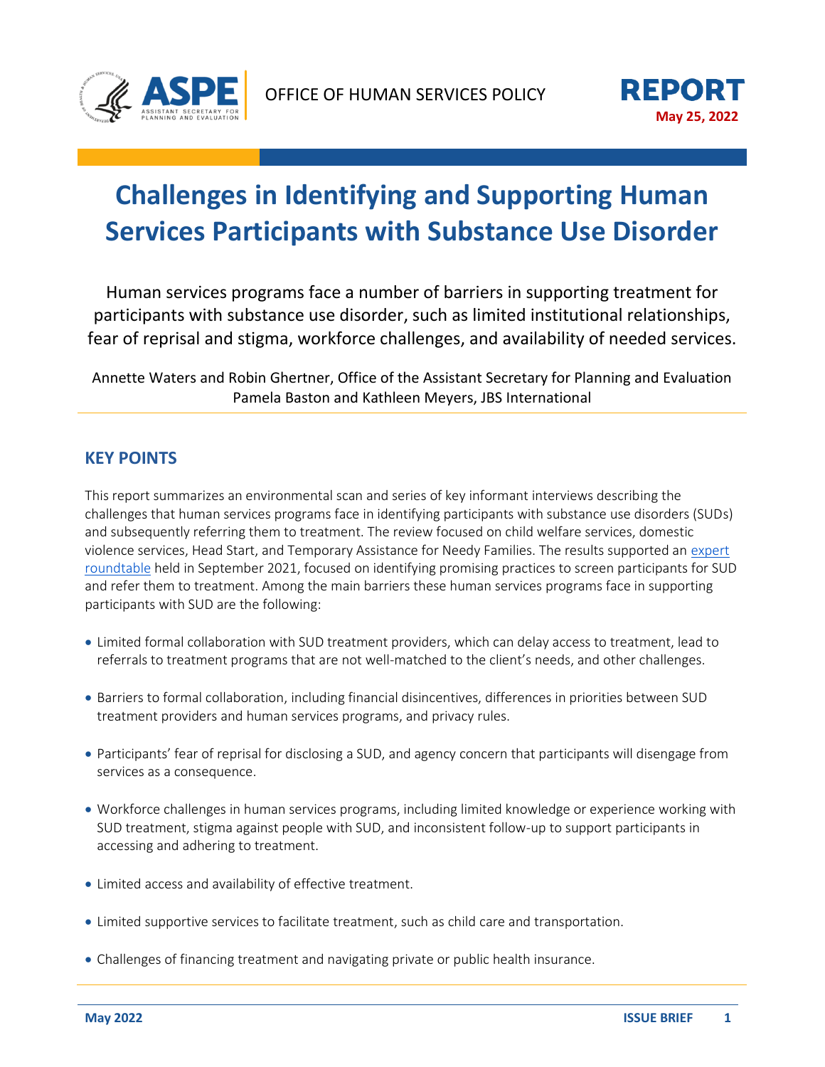OFFICE OF HUMAN SERVICES POLICY

**REPORT**
**May 25, 2022**

# Challenges in Identifying and Supporting Human Services Participants with Substance Use Disorder

Human services programs face a number of barriers in supporting treatment for participants with substance use disorder, such as limited institutional relationships, fear of reprisal and stigma, workforce challenges, and availability of needed services.

Annette Waters and Robin Ghertner, Office of the Assistant Secretary for Planning and Evaluation
Pamela Baston and Kathleen Meyers, JBS International

## KEY POINTS

This report summarizes an environmental scan and series of key informant interviews describing the challenges that human services programs face in identifying participants with substance use disorders (SUDs) and subsequently referring them to treatment. The review focused on child welfare services, domestic violence services, Head Start, and Temporary Assistance for Needy Families. The results supported an expert roundtable held in September 2021, focused on identifying promising practices to screen participants for SUD and refer them to treatment. Among the main barriers these human services programs face in supporting participants with SUD are the following:

- Limited formal collaboration with SUD treatment providers, which can delay access to treatment, lead to referrals to treatment programs that are not well-matched to the client's needs, and other challenges.
- Barriers to formal collaboration, including financial disincentives, differences in priorities between SUD treatment providers and human services programs, and privacy rules.
- Participants' fear of reprisal for disclosing a SUD, and agency concern that participants will disengage from services as a consequence.
- Workforce challenges in human services programs, including limited knowledge or experience working with SUD treatment, stigma against people with SUD, and inconsistent follow-up to support participants in accessing and adhering to treatment.
- Limited access and availability of effective treatment.
- Limited supportive services to facilitate treatment, such as child care and transportation.
- Challenges of financing treatment and navigating private or public health insurance.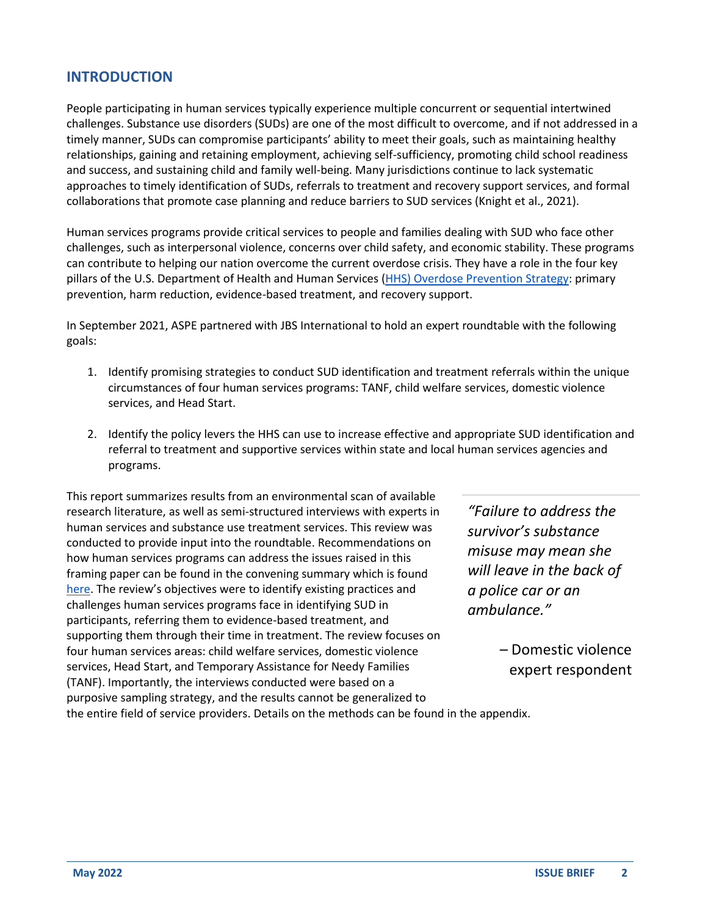## INTRODUCTION

People participating in human services typically experience multiple concurrent or sequential intertwined challenges. Substance use disorders (SUDs) are one of the most difficult to overcome, and if not addressed in a timely manner, SUDs can compromise participants' ability to meet their goals, such as maintaining healthy relationships, gaining and retaining employment, achieving self-sufficiency, promoting child school readiness and success, and sustaining child and family well-being. Many jurisdictions continue to lack systematic approaches to timely identification of SUDs, referrals to treatment and recovery support services, and formal collaborations that promote case planning and reduce barriers to SUD services (Knight et al., 2021).

Human services programs provide critical services to people and families dealing with SUD who face other challenges, such as interpersonal violence, concerns over child safety, and economic stability. These programs can contribute to helping our nation overcome the current overdose crisis. They have a role in the four key pillars of the U.S. Department of Health and Human Services (HHS) Overdose Prevention Strategy: primary prevention, harm reduction, evidence-based treatment, and recovery support.

In September 2021, ASPE partnered with JBS International to hold an expert roundtable with the following goals:

1. Identify promising strategies to conduct SUD identification and treatment referrals within the unique circumstances of four human services programs: TANF, child welfare services, domestic violence services, and Head Start.

2. Identify the policy levers the HHS can use to increase effective and appropriate SUD identification and referral to treatment and supportive services within state and local human services agencies and programs.

This report summarizes results from an environmental scan of available research literature, as well as semi-structured interviews with experts in human services and substance use treatment services. This review was conducted to provide input into the roundtable. Recommendations on how human services programs can address the issues raised in this framing paper can be found in the convening summary which is found here. The review's objectives were to identify existing practices and challenges human services programs face in identifying SUD in participants, referring them to evidence-based treatment, and supporting them through their time in treatment. The review focuses on four human services areas: child welfare services, domestic violence services, Head Start, and Temporary Assistance for Needy Families (TANF). Importantly, the interviews conducted were based on a purposive sampling strategy, and the results cannot be generalized to the entire field of service providers. Details on the methods can be found in the appendix.

> *"Failure to address the survivor's substance misuse may mean she will leave in the back of a police car or an ambulance."*
>
> – Domestic violence expert respondent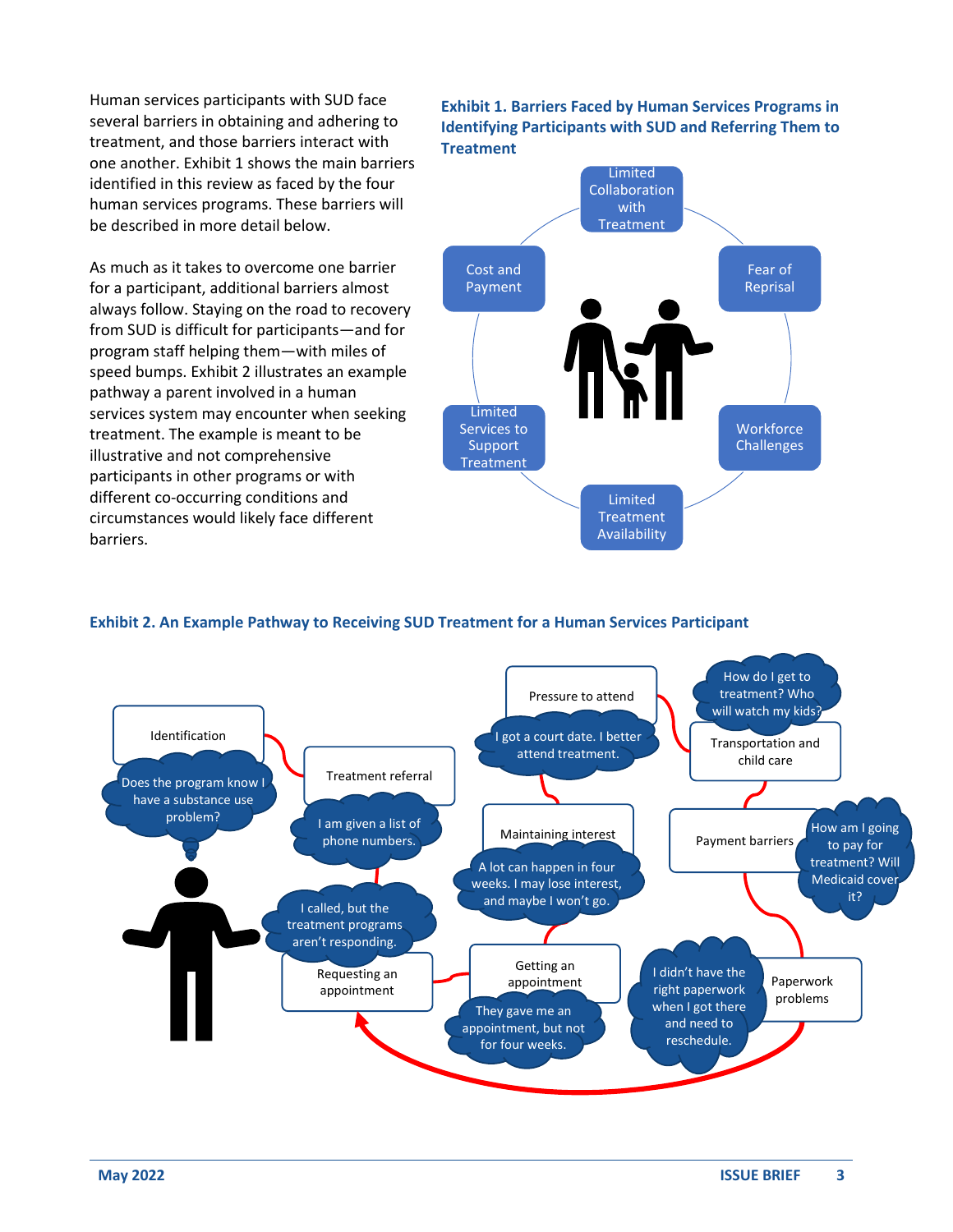Human services participants with SUD face several barriers in obtaining and adhering to treatment, and those barriers interact with one another. Exhibit 1 shows the main barriers identified in this review as faced by the four human services programs. These barriers will be described in more detail below.

As much as it takes to overcome one barrier for a participant, additional barriers almost always follow. Staying on the road to recovery from SUD is difficult for participants—and for program staff helping them—with miles of speed bumps. Exhibit 2 illustrates an example pathway a parent involved in a human services system may encounter when seeking treatment. The example is meant to be illustrative and not comprehensive participants in other programs or with different co-occurring conditions and circumstances would likely face different barriers.

**Exhibit 1. Barriers Faced by Human Services Programs in Identifying Participants with SUD and Referring Them to Treatment**

- Limited Collaboration with Treatment
- Fear of Reprisal
- Workforce Challenges
- Limited Treatment Availability
- Limited Services to Support Treatment
- Cost and Payment

**Exhibit 2. An Example Pathway to Receiving SUD Treatment for a Human Services Participant**

- Identification — "Does the program know I have a substance use problem?"
- Treatment referral — "I am given a list of phone numbers."
- Requesting an appointment — "I called, but the treatment programs aren't responding."
- Getting an appointment — "They gave me an appointment, but not for four weeks."
- Maintaining interest — "A lot can happen in four weeks. I may lose interest, and maybe I won't go."
- Pressure to attend — "I got a court date. I better attend treatment."
- Transportation and child care — "How do I get to treatment? Who will watch my kids?"
- Payment barriers — "How am I going to pay for treatment? Will Medicaid cover it?"
- Paperwork problems — "I didn't have the right paperwork when I got there and need to reschedule."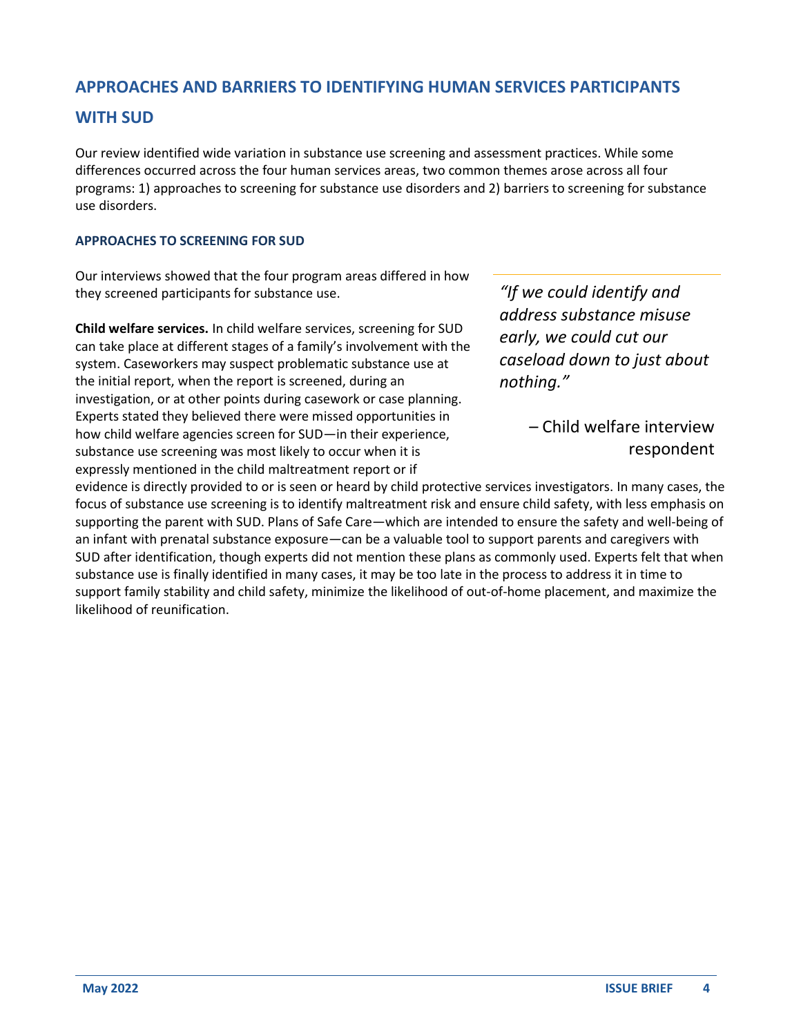## APPROACHES AND BARRIERS TO IDENTIFYING HUMAN SERVICES PARTICIPANTS WITH SUD

Our review identified wide variation in substance use screening and assessment practices. While some differences occurred across the four human services areas, two common themes arose across all four programs: 1) approaches to screening for substance use disorders and 2) barriers to screening for substance use disorders.

### APPROACHES TO SCREENING FOR SUD

Our interviews showed that the four program areas differed in how they screened participants for substance use.

> *"If we could identify and address substance misuse early, we could cut our caseload down to just about nothing."*
>
> – Child welfare interview respondent

**Child welfare services.** In child welfare services, screening for SUD can take place at different stages of a family's involvement with the system. Caseworkers may suspect problematic substance use at the initial report, when the report is screened, during an investigation, or at other points during casework or case planning. Experts stated they believed there were missed opportunities in how child welfare agencies screen for SUD—in their experience, substance use screening was most likely to occur when it is expressly mentioned in the child maltreatment report or if evidence is directly provided to or is seen or heard by child protective services investigators. In many cases, the focus of substance use screening is to identify maltreatment risk and ensure child safety, with less emphasis on supporting the parent with SUD. Plans of Safe Care—which are intended to ensure the safety and well-being of an infant with prenatal substance exposure—can be a valuable tool to support parents and caregivers with SUD after identification, though experts did not mention these plans as commonly used. Experts felt that when substance use is finally identified in many cases, it may be too late in the process to address it in time to support family stability and child safety, minimize the likelihood of out-of-home placement, and maximize the likelihood of reunification.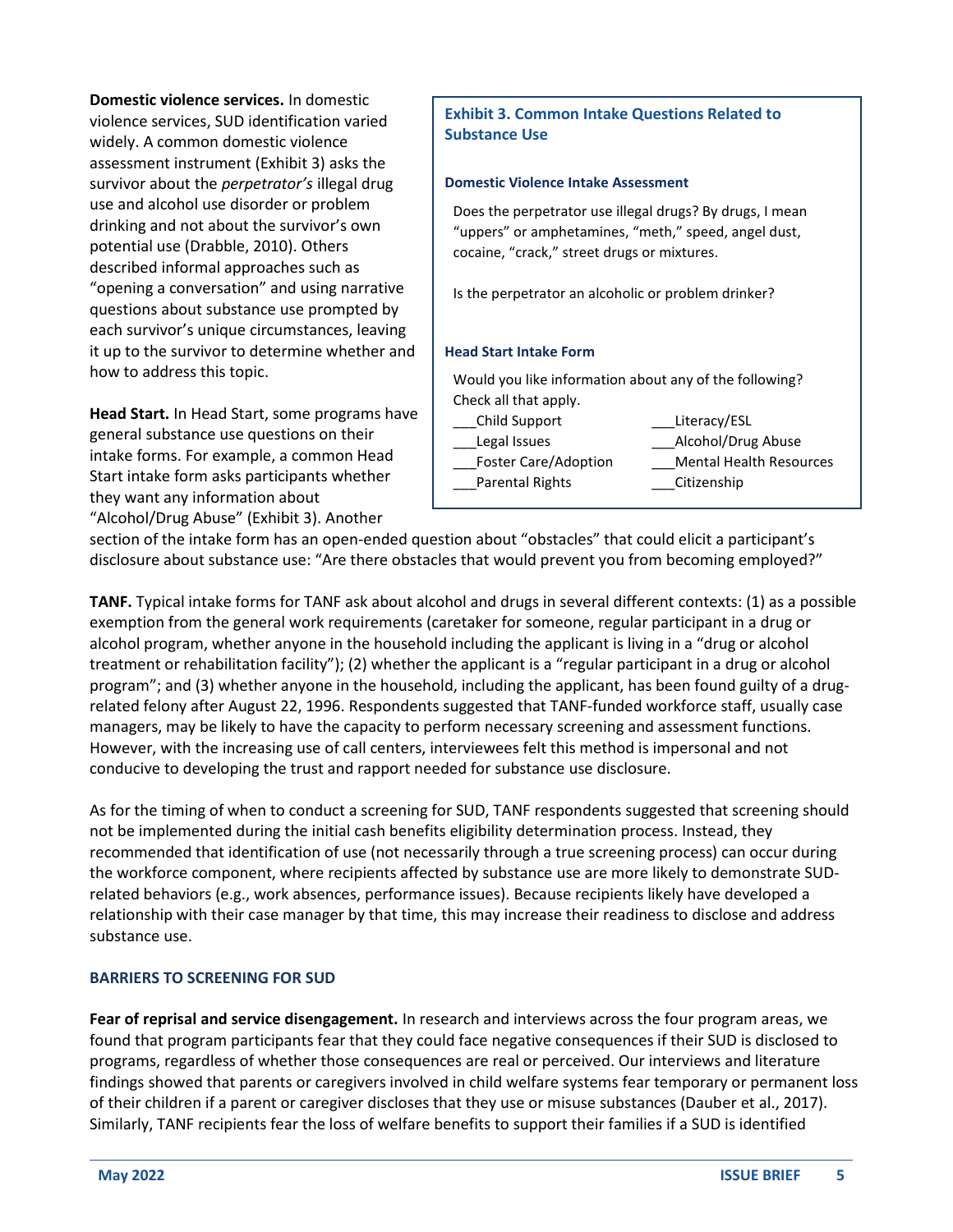**Domestic violence services.** In domestic violence services, SUD identification varied widely. A common domestic violence assessment instrument (Exhibit 3) asks the survivor about the *perpetrator's* illegal drug use and alcohol use disorder or problem drinking and not about the survivor's own potential use (Drabble, 2010). Others described informal approaches such as "opening a conversation" and using narrative questions about substance use prompted by each survivor's unique circumstances, leaving it up to the survivor to determine whether and how to address this topic.

**Head Start.** In Head Start, some programs have general substance use questions on their intake forms. For example, a common Head Start intake form asks participants whether they want any information about "Alcohol/Drug Abuse" (Exhibit 3). Another section of the intake form has an open-ended question about "obstacles" that could elicit a participant's disclosure about substance use: "Are there obstacles that would prevent you from becoming employed?"

**Exhibit 3. Common Intake Questions Related to Substance Use**

**Domestic Violence Intake Assessment**

Does the perpetrator use illegal drugs? By drugs, I mean "uppers" or amphetamines, "meth," speed, angel dust, cocaine, "crack," street drugs or mixtures.

Is the perpetrator an alcoholic or problem drinker?

**Head Start Intake Form**

Would you like information about any of the following? Check all that apply.

| | |
|---|---|
| ___Child Support | ___Literacy/ESL |
| ___Legal Issues | ___Alcohol/Drug Abuse |
| ___Foster Care/Adoption | ___Mental Health Resources |
| ___Parental Rights | ___Citizenship |

**TANF.** Typical intake forms for TANF ask about alcohol and drugs in several different contexts: (1) as a possible exemption from the general work requirements (caretaker for someone, regular participant in a drug or alcohol program, whether anyone in the household including the applicant is living in a "drug or alcohol treatment or rehabilitation facility"); (2) whether the applicant is a "regular participant in a drug or alcohol program"; and (3) whether anyone in the household, including the applicant, has been found guilty of a drug-related felony after August 22, 1996. Respondents suggested that TANF-funded workforce staff, usually case managers, may be likely to have the capacity to perform necessary screening and assessment functions. However, with the increasing use of call centers, interviewees felt this method is impersonal and not conducive to developing the trust and rapport needed for substance use disclosure.

As for the timing of when to conduct a screening for SUD, TANF respondents suggested that screening should not be implemented during the initial cash benefits eligibility determination process. Instead, they recommended that identification of use (not necessarily through a true screening process) can occur during the workforce component, where recipients affected by substance use are more likely to demonstrate SUD-related behaviors (e.g., work absences, performance issues). Because recipients likely have developed a relationship with their case manager by that time, this may increase their readiness to disclose and address substance use.

## BARRIERS TO SCREENING FOR SUD

**Fear of reprisal and service disengagement.** In research and interviews across the four program areas, we found that program participants fear that they could face negative consequences if their SUD is disclosed to programs, regardless of whether those consequences are real or perceived. Our interviews and literature findings showed that parents or caregivers involved in child welfare systems fear temporary or permanent loss of their children if a parent or caregiver discloses that they use or misuse substances (Dauber et al., 2017). Similarly, TANF recipients fear the loss of welfare benefits to support their families if a SUD is identified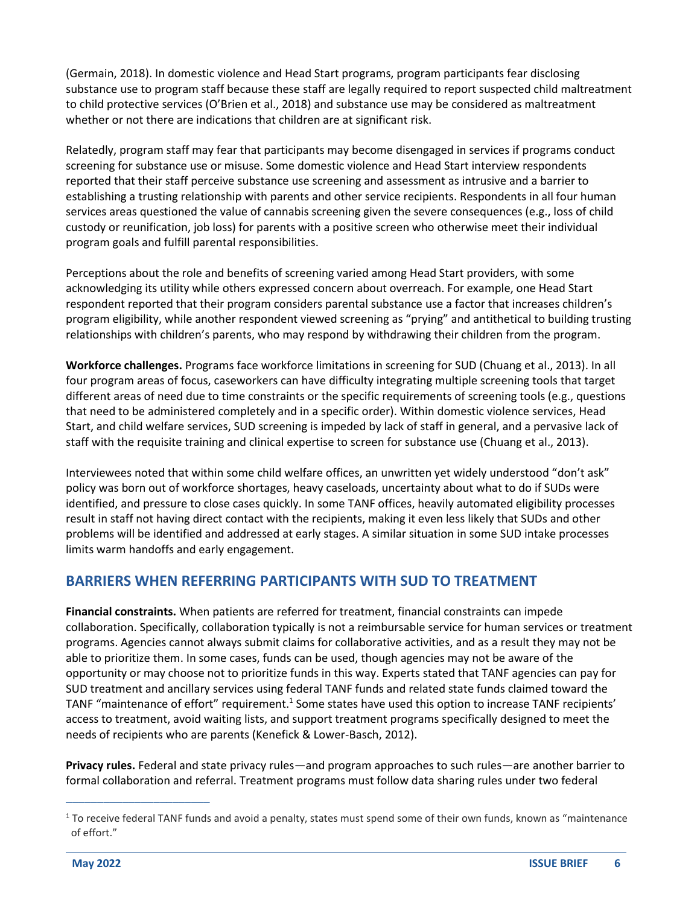(Germain, 2018). In domestic violence and Head Start programs, program participants fear disclosing substance use to program staff because these staff are legally required to report suspected child maltreatment to child protective services (O'Brien et al., 2018) and substance use may be considered as maltreatment whether or not there are indications that children are at significant risk.

Relatedly, program staff may fear that participants may become disengaged in services if programs conduct screening for substance use or misuse. Some domestic violence and Head Start interview respondents reported that their staff perceive substance use screening and assessment as intrusive and a barrier to establishing a trusting relationship with parents and other service recipients. Respondents in all four human services areas questioned the value of cannabis screening given the severe consequences (e.g., loss of child custody or reunification, job loss) for parents with a positive screen who otherwise meet their individual program goals and fulfill parental responsibilities.

Perceptions about the role and benefits of screening varied among Head Start providers, with some acknowledging its utility while others expressed concern about overreach. For example, one Head Start respondent reported that their program considers parental substance use a factor that increases children's program eligibility, while another respondent viewed screening as "prying" and antithetical to building trusting relationships with children's parents, who may respond by withdrawing their children from the program.

**Workforce challenges.** Programs face workforce limitations in screening for SUD (Chuang et al., 2013). In all four program areas of focus, caseworkers can have difficulty integrating multiple screening tools that target different areas of need due to time constraints or the specific requirements of screening tools (e.g., questions that need to be administered completely and in a specific order). Within domestic violence services, Head Start, and child welfare services, SUD screening is impeded by lack of staff in general, and a pervasive lack of staff with the requisite training and clinical expertise to screen for substance use (Chuang et al., 2013).

Interviewees noted that within some child welfare offices, an unwritten yet widely understood "don't ask" policy was born out of workforce shortages, heavy caseloads, uncertainty about what to do if SUDs were identified, and pressure to close cases quickly. In some TANF offices, heavily automated eligibility processes result in staff not having direct contact with the recipients, making it even less likely that SUDs and other problems will be identified and addressed at early stages. A similar situation in some SUD intake processes limits warm handoffs and early engagement.

## BARRIERS WHEN REFERRING PARTICIPANTS WITH SUD TO TREATMENT

**Financial constraints.** When patients are referred for treatment, financial constraints can impede collaboration. Specifically, collaboration typically is not a reimbursable service for human services or treatment programs. Agencies cannot always submit claims for collaborative activities, and as a result they may not be able to prioritize them. In some cases, funds can be used, though agencies may not be aware of the opportunity or may choose not to prioritize funds in this way. Experts stated that TANF agencies can pay for SUD treatment and ancillary services using federal TANF funds and related state funds claimed toward the TANF "maintenance of effort" requirement.[1] Some states have used this option to increase TANF recipients' access to treatment, avoid waiting lists, and support treatment programs specifically designed to meet the needs of recipients who are parents (Kenefick & Lower-Basch, 2012).

**Privacy rules.** Federal and state privacy rules—and program approaches to such rules—are another barrier to formal collaboration and referral. Treatment programs must follow data sharing rules under two federal

---

[1] To receive federal TANF funds and avoid a penalty, states must spend some of their own funds, known as "maintenance of effort."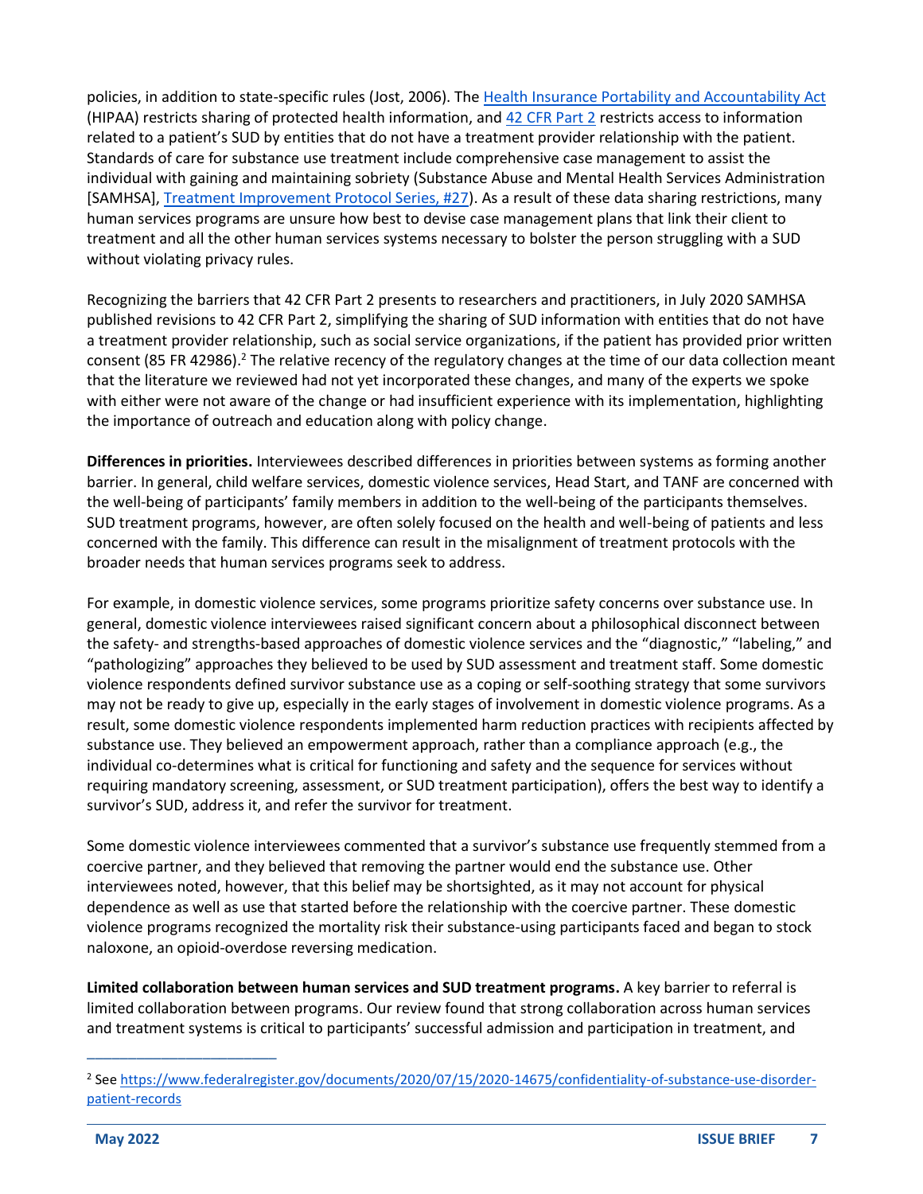policies, in addition to state-specific rules (Jost, 2006). The Health Insurance Portability and Accountability Act (HIPAA) restricts sharing of protected health information, and 42 CFR Part 2 restricts access to information related to a patient's SUD by entities that do not have a treatment provider relationship with the patient. Standards of care for substance use treatment include comprehensive case management to assist the individual with gaining and maintaining sobriety (Substance Abuse and Mental Health Services Administration [SAMHSA], Treatment Improvement Protocol Series, #27). As a result of these data sharing restrictions, many human services programs are unsure how best to devise case management plans that link their client to treatment and all the other human services systems necessary to bolster the person struggling with a SUD without violating privacy rules.

Recognizing the barriers that 42 CFR Part 2 presents to researchers and practitioners, in July 2020 SAMHSA published revisions to 42 CFR Part 2, simplifying the sharing of SUD information with entities that do not have a treatment provider relationship, such as social service organizations, if the patient has provided prior written consent (85 FR 42986).[2] The relative recency of the regulatory changes at the time of our data collection meant that the literature we reviewed had not yet incorporated these changes, and many of the experts we spoke with either were not aware of the change or had insufficient experience with its implementation, highlighting the importance of outreach and education along with policy change.

**Differences in priorities.** Interviewees described differences in priorities between systems as forming another barrier. In general, child welfare services, domestic violence services, Head Start, and TANF are concerned with the well-being of participants' family members in addition to the well-being of the participants themselves. SUD treatment programs, however, are often solely focused on the health and well-being of patients and less concerned with the family. This difference can result in the misalignment of treatment protocols with the broader needs that human services programs seek to address.

For example, in domestic violence services, some programs prioritize safety concerns over substance use. In general, domestic violence interviewees raised significant concern about a philosophical disconnect between the safety- and strengths-based approaches of domestic violence services and the "diagnostic," "labeling," and "pathologizing" approaches they believed to be used by SUD assessment and treatment staff. Some domestic violence respondents defined survivor substance use as a coping or self-soothing strategy that some survivors may not be ready to give up, especially in the early stages of involvement in domestic violence programs. As a result, some domestic violence respondents implemented harm reduction practices with recipients affected by substance use. They believed an empowerment approach, rather than a compliance approach (e.g., the individual co-determines what is critical for functioning and safety and the sequence for services without requiring mandatory screening, assessment, or SUD treatment participation), offers the best way to identify a survivor's SUD, address it, and refer the survivor for treatment.

Some domestic violence interviewees commented that a survivor's substance use frequently stemmed from a coercive partner, and they believed that removing the partner would end the substance use. Other interviewees noted, however, that this belief may be shortsighted, as it may not account for physical dependence as well as use that started before the relationship with the coercive partner. These domestic violence programs recognized the mortality risk their substance-using participants faced and began to stock naloxone, an opioid-overdose reversing medication.

**Limited collaboration between human services and SUD treatment programs.** A key barrier to referral is limited collaboration between programs. Our review found that strong collaboration across human services and treatment systems is critical to participants' successful admission and participation in treatment, and

---

[2] See https://www.federalregister.gov/documents/2020/07/15/2020-14675/confidentiality-of-substance-use-disorder-patient-records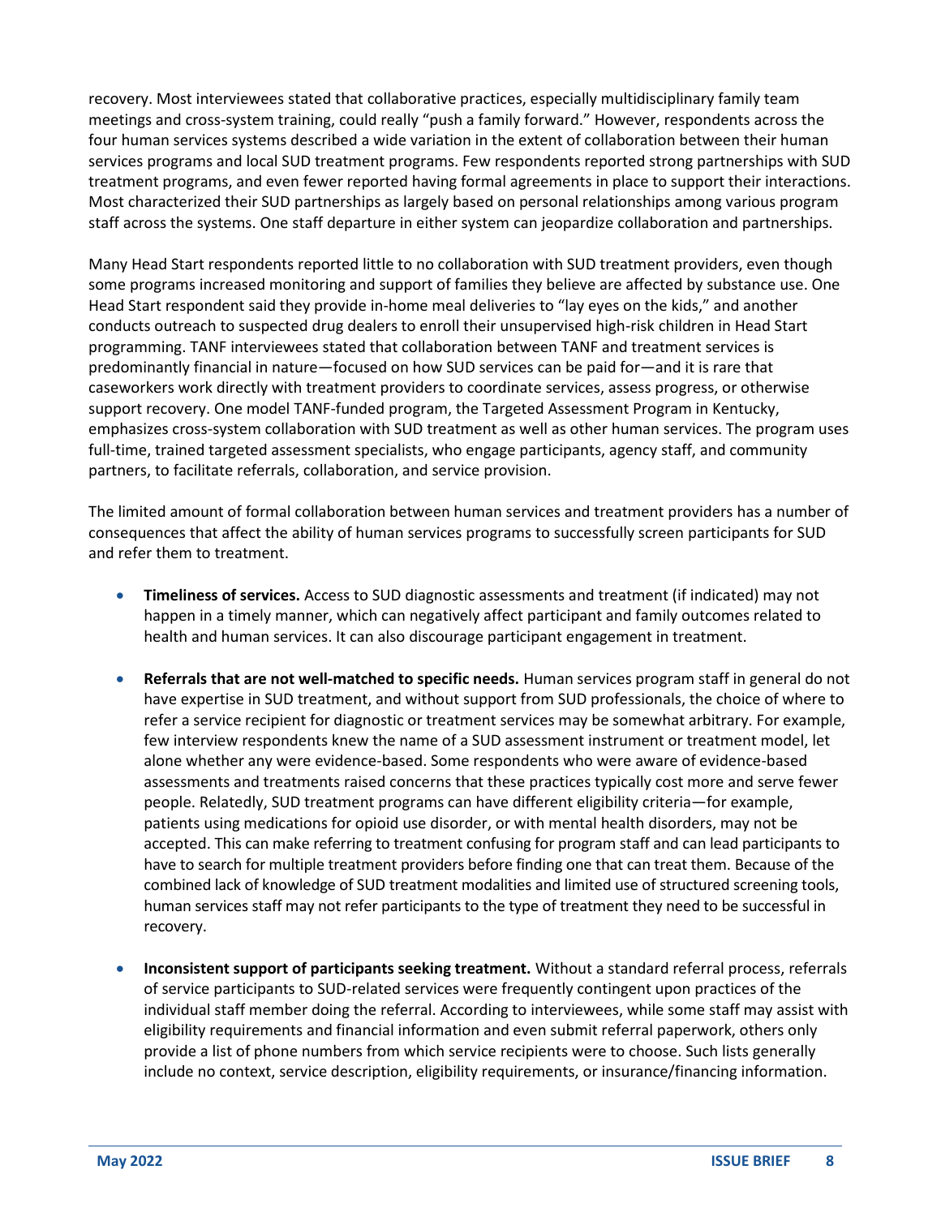recovery. Most interviewees stated that collaborative practices, especially multidisciplinary family team meetings and cross-system training, could really "push a family forward." However, respondents across the four human services systems described a wide variation in the extent of collaboration between their human services programs and local SUD treatment programs. Few respondents reported strong partnerships with SUD treatment programs, and even fewer reported having formal agreements in place to support their interactions. Most characterized their SUD partnerships as largely based on personal relationships among various program staff across the systems. One staff departure in either system can jeopardize collaboration and partnerships.

Many Head Start respondents reported little to no collaboration with SUD treatment providers, even though some programs increased monitoring and support of families they believe are affected by substance use. One Head Start respondent said they provide in-home meal deliveries to "lay eyes on the kids," and another conducts outreach to suspected drug dealers to enroll their unsupervised high-risk children in Head Start programming. TANF interviewees stated that collaboration between TANF and treatment services is predominantly financial in nature—focused on how SUD services can be paid for—and it is rare that caseworkers work directly with treatment providers to coordinate services, assess progress, or otherwise support recovery. One model TANF-funded program, the Targeted Assessment Program in Kentucky, emphasizes cross-system collaboration with SUD treatment as well as other human services. The program uses full-time, trained targeted assessment specialists, who engage participants, agency staff, and community partners, to facilitate referrals, collaboration, and service provision.

The limited amount of formal collaboration between human services and treatment providers has a number of consequences that affect the ability of human services programs to successfully screen participants for SUD and refer them to treatment.

- **Timeliness of services.** Access to SUD diagnostic assessments and treatment (if indicated) may not happen in a timely manner, which can negatively affect participant and family outcomes related to health and human services. It can also discourage participant engagement in treatment.

- **Referrals that are not well-matched to specific needs.** Human services program staff in general do not have expertise in SUD treatment, and without support from SUD professionals, the choice of where to refer a service recipient for diagnostic or treatment services may be somewhat arbitrary. For example, few interview respondents knew the name of a SUD assessment instrument or treatment model, let alone whether any were evidence-based. Some respondents who were aware of evidence-based assessments and treatments raised concerns that these practices typically cost more and serve fewer people. Relatedly, SUD treatment programs can have different eligibility criteria—for example, patients using medications for opioid use disorder, or with mental health disorders, may not be accepted. This can make referring to treatment confusing for program staff and can lead participants to have to search for multiple treatment providers before finding one that can treat them. Because of the combined lack of knowledge of SUD treatment modalities and limited use of structured screening tools, human services staff may not refer participants to the type of treatment they need to be successful in recovery.

- **Inconsistent support of participants seeking treatment.** Without a standard referral process, referrals of service participants to SUD-related services were frequently contingent upon practices of the individual staff member doing the referral. According to interviewees, while some staff may assist with eligibility requirements and financial information and even submit referral paperwork, others only provide a list of phone numbers from which service recipients were to choose. Such lists generally include no context, service description, eligibility requirements, or insurance/financing information.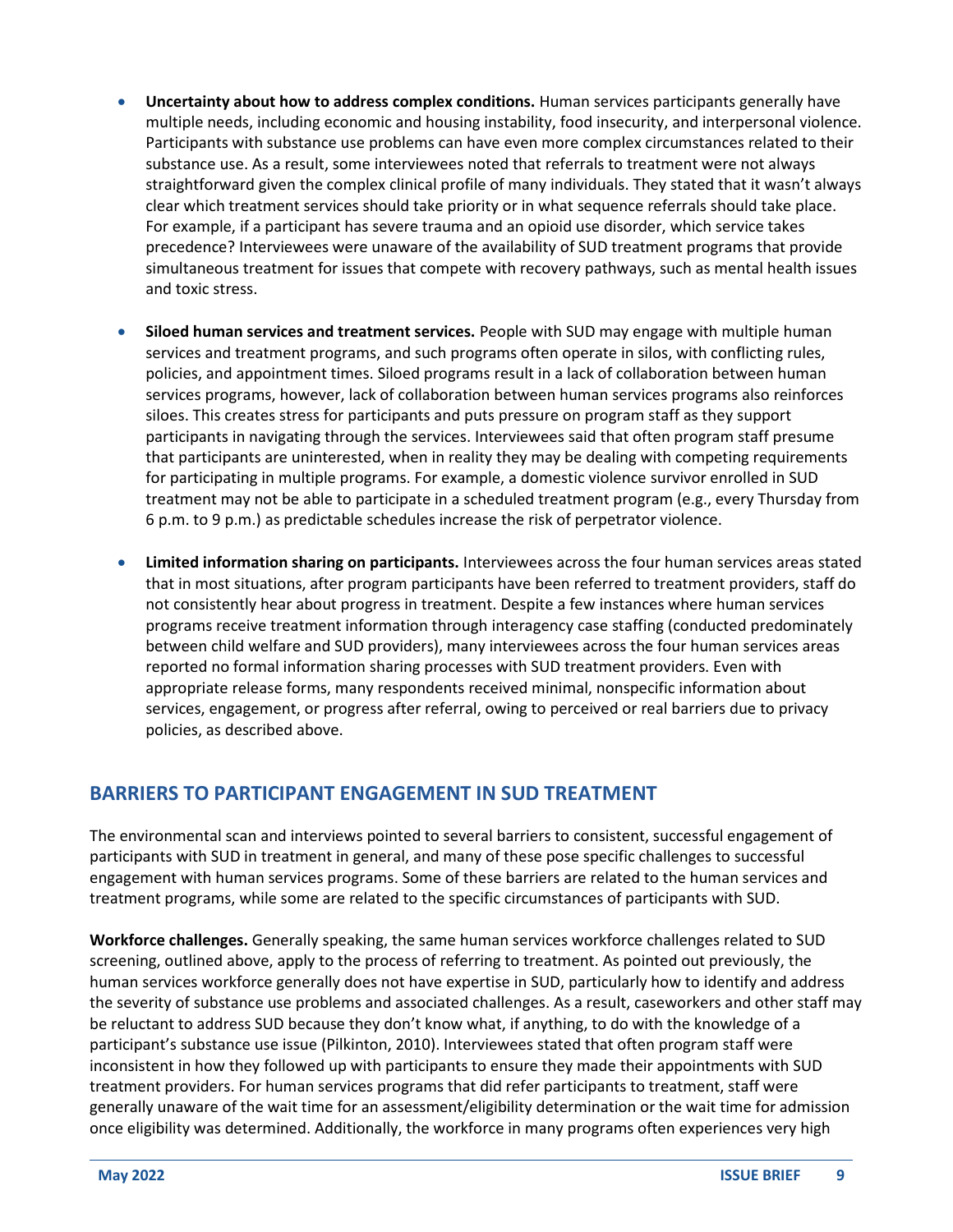- **Uncertainty about how to address complex conditions.** Human services participants generally have multiple needs, including economic and housing instability, food insecurity, and interpersonal violence. Participants with substance use problems can have even more complex circumstances related to their substance use. As a result, some interviewees noted that referrals to treatment were not always straightforward given the complex clinical profile of many individuals. They stated that it wasn't always clear which treatment services should take priority or in what sequence referrals should take place. For example, if a participant has severe trauma and an opioid use disorder, which service takes precedence? Interviewees were unaware of the availability of SUD treatment programs that provide simultaneous treatment for issues that compete with recovery pathways, such as mental health issues and toxic stress.

- **Siloed human services and treatment services.** People with SUD may engage with multiple human services and treatment programs, and such programs often operate in silos, with conflicting rules, policies, and appointment times. Siloed programs result in a lack of collaboration between human services programs, however, lack of collaboration between human services programs also reinforces siloes. This creates stress for participants and puts pressure on program staff as they support participants in navigating through the services. Interviewees said that often program staff presume that participants are uninterested, when in reality they may be dealing with competing requirements for participating in multiple programs. For example, a domestic violence survivor enrolled in SUD treatment may not be able to participate in a scheduled treatment program (e.g., every Thursday from 6 p.m. to 9 p.m.) as predictable schedules increase the risk of perpetrator violence.

- **Limited information sharing on participants.** Interviewees across the four human services areas stated that in most situations, after program participants have been referred to treatment providers, staff do not consistently hear about progress in treatment. Despite a few instances where human services programs receive treatment information through interagency case staffing (conducted predominately between child welfare and SUD providers), many interviewees across the four human services areas reported no formal information sharing processes with SUD treatment providers. Even with appropriate release forms, many respondents received minimal, nonspecific information about services, engagement, or progress after referral, owing to perceived or real barriers due to privacy policies, as described above.

## BARRIERS TO PARTICIPANT ENGAGEMENT IN SUD TREATMENT

The environmental scan and interviews pointed to several barriers to consistent, successful engagement of participants with SUD in treatment in general, and many of these pose specific challenges to successful engagement with human services programs. Some of these barriers are related to the human services and treatment programs, while some are related to the specific circumstances of participants with SUD.

**Workforce challenges.** Generally speaking, the same human services workforce challenges related to SUD screening, outlined above, apply to the process of referring to treatment. As pointed out previously, the human services workforce generally does not have expertise in SUD, particularly how to identify and address the severity of substance use problems and associated challenges. As a result, caseworkers and other staff may be reluctant to address SUD because they don't know what, if anything, to do with the knowledge of a participant's substance use issue (Pilkinton, 2010). Interviewees stated that often program staff were inconsistent in how they followed up with participants to ensure they made their appointments with SUD treatment providers. For human services programs that did refer participants to treatment, staff were generally unaware of the wait time for an assessment/eligibility determination or the wait time for admission once eligibility was determined. Additionally, the workforce in many programs often experiences very high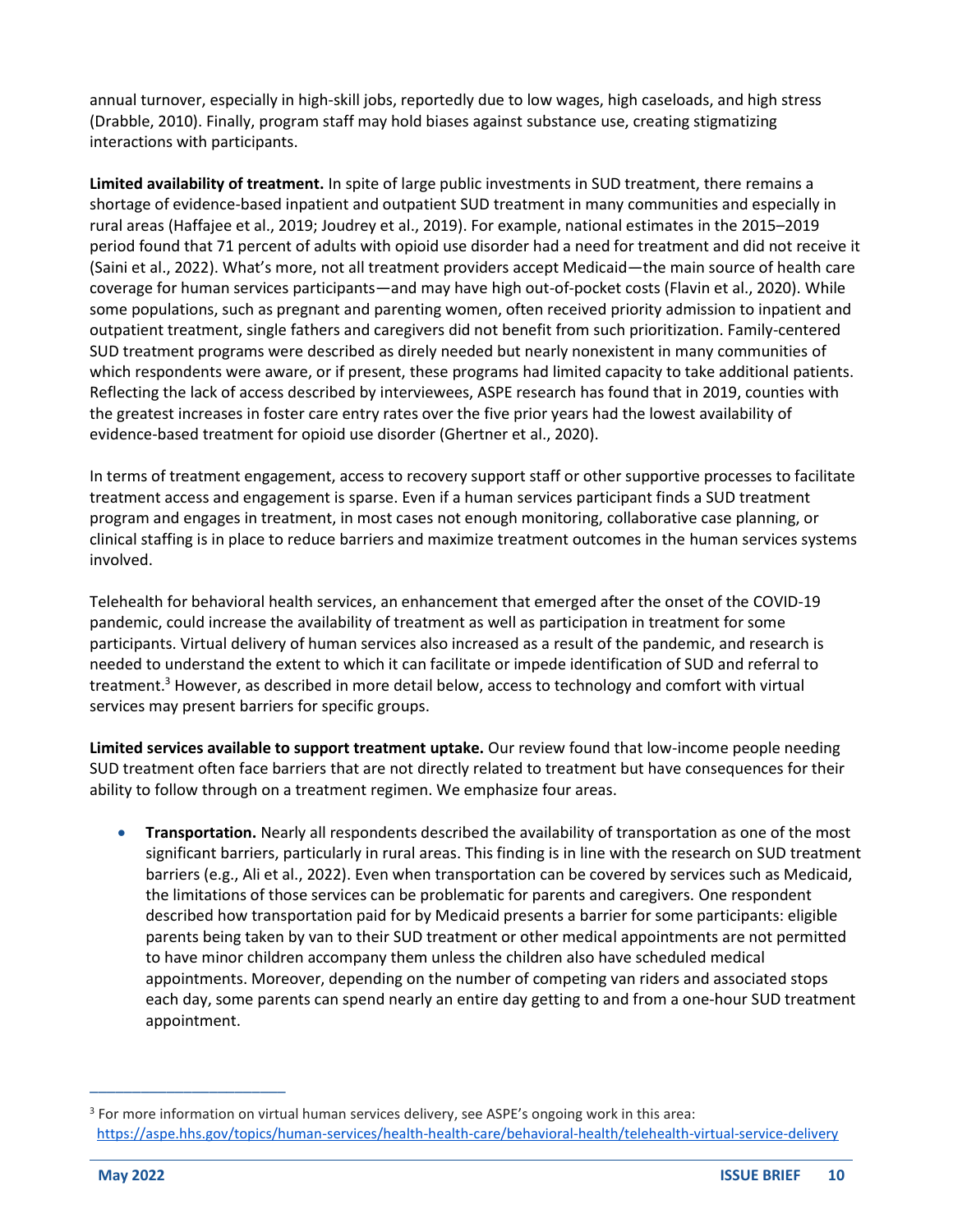annual turnover, especially in high-skill jobs, reportedly due to low wages, high caseloads, and high stress (Drabble, 2010). Finally, program staff may hold biases against substance use, creating stigmatizing interactions with participants.

**Limited availability of treatment.** In spite of large public investments in SUD treatment, there remains a shortage of evidence-based inpatient and outpatient SUD treatment in many communities and especially in rural areas (Haffajee et al., 2019; Joudrey et al., 2019). For example, national estimates in the 2015–2019 period found that 71 percent of adults with opioid use disorder had a need for treatment and did not receive it (Saini et al., 2022). What's more, not all treatment providers accept Medicaid—the main source of health care coverage for human services participants—and may have high out-of-pocket costs (Flavin et al., 2020). While some populations, such as pregnant and parenting women, often received priority admission to inpatient and outpatient treatment, single fathers and caregivers did not benefit from such prioritization. Family-centered SUD treatment programs were described as direly needed but nearly nonexistent in many communities of which respondents were aware, or if present, these programs had limited capacity to take additional patients. Reflecting the lack of access described by interviewees, ASPE research has found that in 2019, counties with the greatest increases in foster care entry rates over the five prior years had the lowest availability of evidence-based treatment for opioid use disorder (Ghertner et al., 2020).

In terms of treatment engagement, access to recovery support staff or other supportive processes to facilitate treatment access and engagement is sparse. Even if a human services participant finds a SUD treatment program and engages in treatment, in most cases not enough monitoring, collaborative case planning, or clinical staffing is in place to reduce barriers and maximize treatment outcomes in the human services systems involved.

Telehealth for behavioral health services, an enhancement that emerged after the onset of the COVID-19 pandemic, could increase the availability of treatment as well as participation in treatment for some participants. Virtual delivery of human services also increased as a result of the pandemic, and research is needed to understand the extent to which it can facilitate or impede identification of SUD and referral to treatment.[3] However, as described in more detail below, access to technology and comfort with virtual services may present barriers for specific groups.

**Limited services available to support treatment uptake.** Our review found that low-income people needing SUD treatment often face barriers that are not directly related to treatment but have consequences for their ability to follow through on a treatment regimen. We emphasize four areas.

- **Transportation.** Nearly all respondents described the availability of transportation as one of the most significant barriers, particularly in rural areas. This finding is in line with the research on SUD treatment barriers (e.g., Ali et al., 2022). Even when transportation can be covered by services such as Medicaid, the limitations of those services can be problematic for parents and caregivers. One respondent described how transportation paid for by Medicaid presents a barrier for some participants: eligible parents being taken by van to their SUD treatment or other medical appointments are not permitted to have minor children accompany them unless the children also have scheduled medical appointments. Moreover, depending on the number of competing van riders and associated stops each day, some parents can spend nearly an entire day getting to and from a one-hour SUD treatment appointment.

---

[3] For more information on virtual human services delivery, see ASPE's ongoing work in this area: https://aspe.hhs.gov/topics/human-services/health-health-care/behavioral-health/telehealth-virtual-service-delivery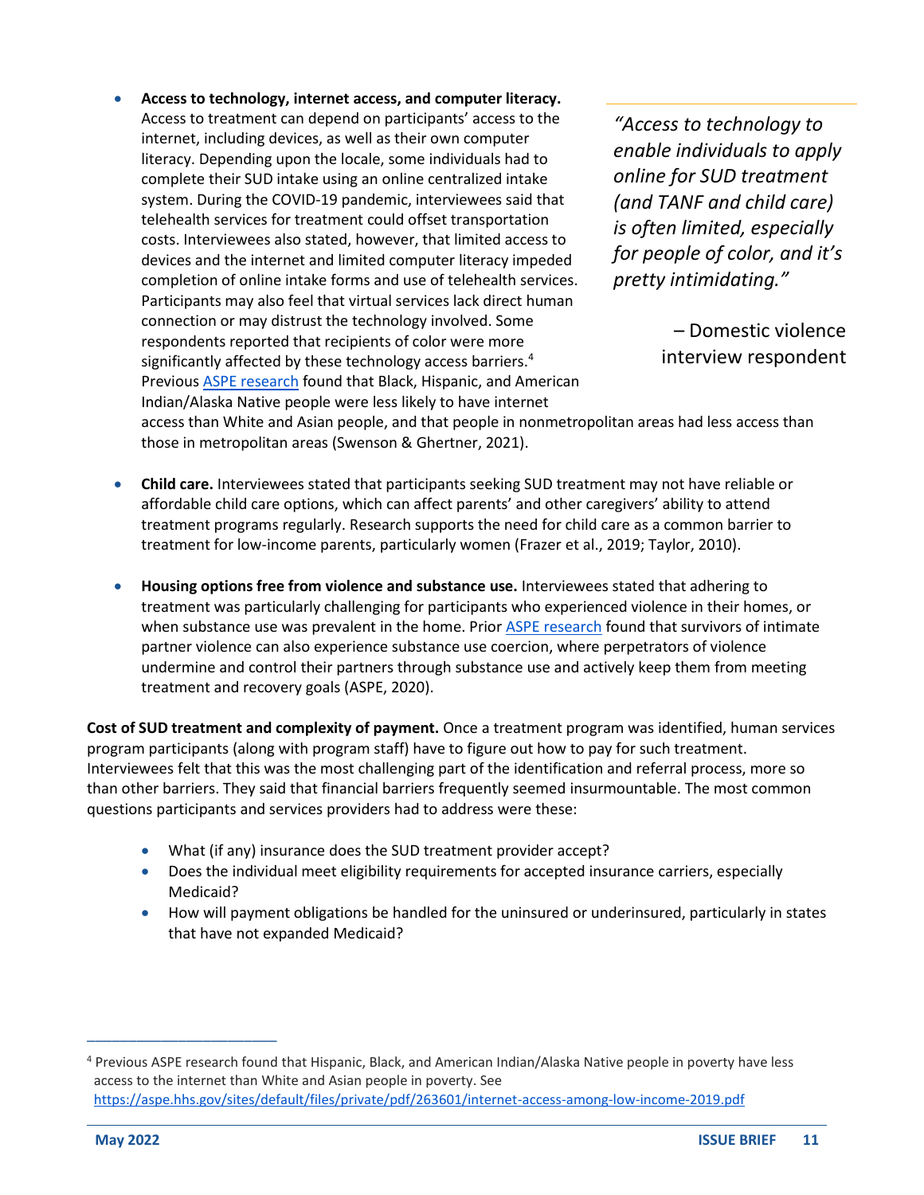- **Access to technology, internet access, and computer literacy.** Access to treatment can depend on participants' access to the internet, including devices, as well as their own computer literacy. Depending upon the locale, some individuals had to complete their SUD intake using an online centralized intake system. During the COVID-19 pandemic, interviewees said that telehealth services for treatment could offset transportation costs. Interviewees also stated, however, that limited access to devices and the internet and limited computer literacy impeded completion of online intake forms and use of telehealth services. Participants may also feel that virtual services lack direct human connection or may distrust the technology involved. Some respondents reported that recipients of color were more significantly affected by these technology access barriers.[4] Previous [ASPE research](https://aspe.hhs.gov/sites/default/files/private/pdf/263601/internet-access-among-low-income-2019.pdf) found that Black, Hispanic, and American Indian/Alaska Native people were less likely to have internet access than White and Asian people, and that people in nonmetropolitan areas had less access than those in metropolitan areas (Swenson & Ghertner, 2021).

> *"Access to technology to enable individuals to apply online for SUD treatment (and TANF and child care) is often limited, especially for people of color, and it's pretty intimidating."*
>
> – Domestic violence interview respondent

- **Child care.** Interviewees stated that participants seeking SUD treatment may not have reliable or affordable child care options, which can affect parents' and other caregivers' ability to attend treatment programs regularly. Research supports the need for child care as a common barrier to treatment for low-income parents, particularly women (Frazer et al., 2019; Taylor, 2010).

- **Housing options free from violence and substance use.** Interviewees stated that adhering to treatment was particularly challenging for participants who experienced violence in their homes, or when substance use was prevalent in the home. Prior ASPE research found that survivors of intimate partner violence can also experience substance use coercion, where perpetrators of violence undermine and control their partners through substance use and actively keep them from meeting treatment and recovery goals (ASPE, 2020).

**Cost of SUD treatment and complexity of payment.** Once a treatment program was identified, human services program participants (along with program staff) have to figure out how to pay for such treatment. Interviewees felt that this was the most challenging part of the identification and referral process, more so than other barriers. They said that financial barriers frequently seemed insurmountable. The most common questions participants and services providers had to address were these:

- What (if any) insurance does the SUD treatment provider accept?
- Does the individual meet eligibility requirements for accepted insurance carriers, especially Medicaid?
- How will payment obligations be handled for the uninsured or underinsured, particularly in states that have not expanded Medicaid?

---

[4] Previous ASPE research found that Hispanic, Black, and American Indian/Alaska Native people in poverty have less access to the internet than White and Asian people in poverty. See https://aspe.hhs.gov/sites/default/files/private/pdf/263601/internet-access-among-low-income-2019.pdf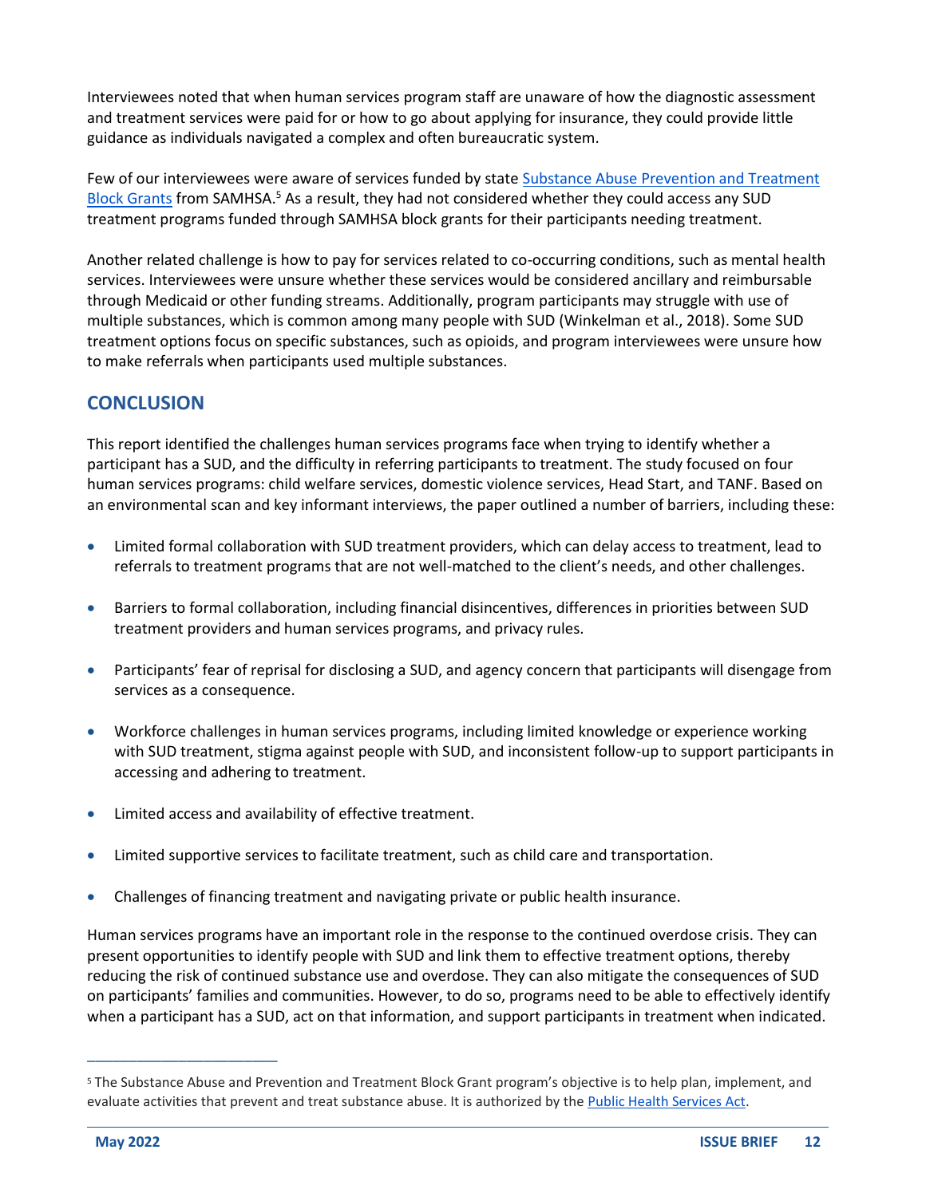Interviewees noted that when human services program staff are unaware of how the diagnostic assessment and treatment services were paid for or how to go about applying for insurance, they could provide little guidance as individuals navigated a complex and often bureaucratic system.

Few of our interviewees were aware of services funded by state Substance Abuse Prevention and Treatment Block Grants from SAMHSA.[5] As a result, they had not considered whether they could access any SUD treatment programs funded through SAMHSA block grants for their participants needing treatment.

Another related challenge is how to pay for services related to co-occurring conditions, such as mental health services. Interviewees were unsure whether these services would be considered ancillary and reimbursable through Medicaid or other funding streams. Additionally, program participants may struggle with use of multiple substances, which is common among many people with SUD (Winkelman et al., 2018). Some SUD treatment options focus on specific substances, such as opioids, and program interviewees were unsure how to make referrals when participants used multiple substances.

## CONCLUSION

This report identified the challenges human services programs face when trying to identify whether a participant has a SUD, and the difficulty in referring participants to treatment. The study focused on four human services programs: child welfare services, domestic violence services, Head Start, and TANF. Based on an environmental scan and key informant interviews, the paper outlined a number of barriers, including these:

- Limited formal collaboration with SUD treatment providers, which can delay access to treatment, lead to referrals to treatment programs that are not well-matched to the client's needs, and other challenges.
- Barriers to formal collaboration, including financial disincentives, differences in priorities between SUD treatment providers and human services programs, and privacy rules.
- Participants' fear of reprisal for disclosing a SUD, and agency concern that participants will disengage from services as a consequence.
- Workforce challenges in human services programs, including limited knowledge or experience working with SUD treatment, stigma against people with SUD, and inconsistent follow-up to support participants in accessing and adhering to treatment.
- Limited access and availability of effective treatment.
- Limited supportive services to facilitate treatment, such as child care and transportation.
- Challenges of financing treatment and navigating private or public health insurance.

Human services programs have an important role in the response to the continued overdose crisis. They can present opportunities to identify people with SUD and link them to effective treatment options, thereby reducing the risk of continued substance use and overdose. They can also mitigate the consequences of SUD on participants' families and communities. However, to do so, programs need to be able to effectively identify when a participant has a SUD, act on that information, and support participants in treatment when indicated.

---

[5] The Substance Abuse and Prevention and Treatment Block Grant program's objective is to help plan, implement, and evaluate activities that prevent and treat substance abuse. It is authorized by the Public Health Services Act.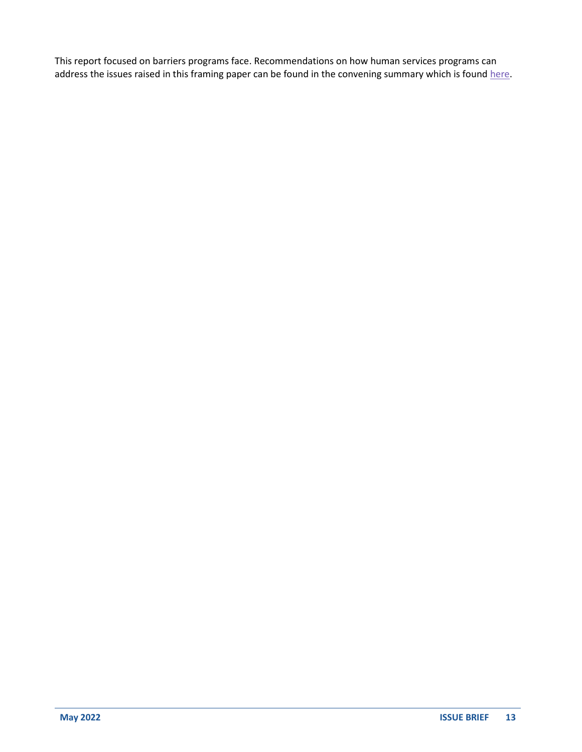This report focused on barriers programs face. Recommendations on how human services programs can address the issues raised in this framing paper can be found in the convening summary which is found here.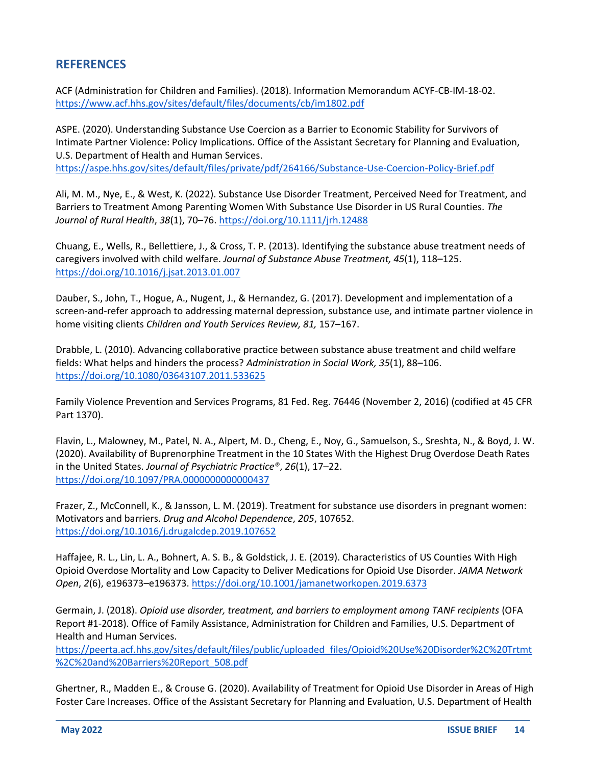## REFERENCES

ACF (Administration for Children and Families). (2018). Information Memorandum ACYF-CB-IM-18-02. https://www.acf.hhs.gov/sites/default/files/documents/cb/im1802.pdf

ASPE. (2020). Understanding Substance Use Coercion as a Barrier to Economic Stability for Survivors of Intimate Partner Violence: Policy Implications. Office of the Assistant Secretary for Planning and Evaluation, U.S. Department of Health and Human Services. https://aspe.hhs.gov/sites/default/files/private/pdf/264166/Substance-Use-Coercion-Policy-Brief.pdf

Ali, M. M., Nye, E., & West, K. (2022). Substance Use Disorder Treatment, Perceived Need for Treatment, and Barriers to Treatment Among Parenting Women With Substance Use Disorder in US Rural Counties. *The Journal of Rural Health*, *38*(1), 70–76. https://doi.org/10.1111/jrh.12488

Chuang, E., Wells, R., Bellettiere, J., & Cross, T. P. (2013). Identifying the substance abuse treatment needs of caregivers involved with child welfare. *Journal of Substance Abuse Treatment, 45*(1), 118–125. https://doi.org/10.1016/j.jsat.2013.01.007

Dauber, S., John, T., Hogue, A., Nugent, J., & Hernandez, G. (2017). Development and implementation of a screen-and-refer approach to addressing maternal depression, substance use, and intimate partner violence in home visiting clients *Children and Youth Services Review, 81,* 157–167.

Drabble, L. (2010). Advancing collaborative practice between substance abuse treatment and child welfare fields: What helps and hinders the process? *Administration in Social Work, 35*(1), 88–106. https://doi.org/10.1080/03643107.2011.533625

Family Violence Prevention and Services Programs, 81 Fed. Reg. 76446 (November 2, 2016) (codified at 45 CFR Part 1370).

Flavin, L., Malowney, M., Patel, N. A., Alpert, M. D., Cheng, E., Noy, G., Samuelson, S., Sreshta, N., & Boyd, J. W. (2020). Availability of Buprenorphine Treatment in the 10 States With the Highest Drug Overdose Death Rates in the United States. *Journal of Psychiatric Practice®*, *26*(1), 17–22. https://doi.org/10.1097/PRA.0000000000000437

Frazer, Z., McConnell, K., & Jansson, L. M. (2019). Treatment for substance use disorders in pregnant women: Motivators and barriers. *Drug and Alcohol Dependence*, *205*, 107652. https://doi.org/10.1016/j.drugalcdep.2019.107652

Haffajee, R. L., Lin, L. A., Bohnert, A. S. B., & Goldstick, J. E. (2019). Characteristics of US Counties With High Opioid Overdose Mortality and Low Capacity to Deliver Medications for Opioid Use Disorder. *JAMA Network Open*, *2*(6), e196373–e196373. https://doi.org/10.1001/jamanetworkopen.2019.6373

Germain, J. (2018). *Opioid use disorder, treatment, and barriers to employment among TANF recipients* (OFA Report #1-2018). Office of Family Assistance, Administration for Children and Families, U.S. Department of Health and Human Services. https://peerta.acf.hhs.gov/sites/default/files/public/uploaded_files/Opioid%20Use%20Disorder%2C%20Trtmt%2C%20and%20Barriers%20Report_508.pdf

Ghertner, R., Madden E., & Crouse G. (2020). Availability of Treatment for Opioid Use Disorder in Areas of High Foster Care Increases. Office of the Assistant Secretary for Planning and Evaluation, U.S. Department of Health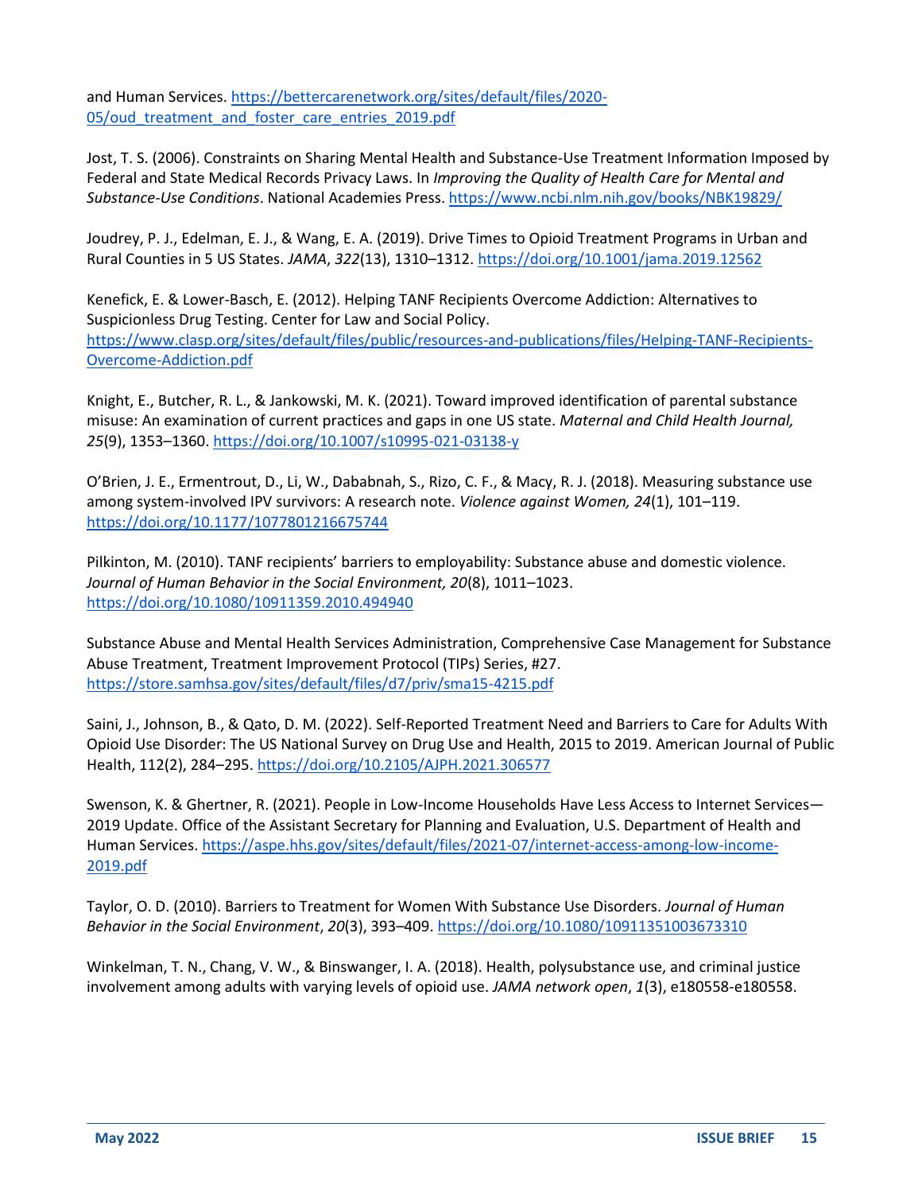and Human Services. https://bettercarenetwork.org/sites/default/files/2020-05/oud_treatment_and_foster_care_entries_2019.pdf

Jost, T. S. (2006). Constraints on Sharing Mental Health and Substance-Use Treatment Information Imposed by Federal and State Medical Records Privacy Laws. In *Improving the Quality of Health Care for Mental and Substance-Use Conditions*. National Academies Press. https://www.ncbi.nlm.nih.gov/books/NBK19829/

Joudrey, P. J., Edelman, E. J., & Wang, E. A. (2019). Drive Times to Opioid Treatment Programs in Urban and Rural Counties in 5 US States. *JAMA*, *322*(13), 1310–1312. https://doi.org/10.1001/jama.2019.12562

Kenefick, E. & Lower-Basch, E. (2012). Helping TANF Recipients Overcome Addiction: Alternatives to Suspicionless Drug Testing. Center for Law and Social Policy. https://www.clasp.org/sites/default/files/public/resources-and-publications/files/Helping-TANF-Recipients-Overcome-Addiction.pdf

Knight, E., Butcher, R. L., & Jankowski, M. K. (2021). Toward improved identification of parental substance misuse: An examination of current practices and gaps in one US state. *Maternal and Child Health Journal, 25*(9), 1353–1360. https://doi.org/10.1007/s10995-021-03138-y

O'Brien, J. E., Ermentrout, D., Li, W., Dababnah, S., Rizo, C. F., & Macy, R. J. (2018). Measuring substance use among system-involved IPV survivors: A research note. *Violence against Women, 24*(1), 101–119. https://doi.org/10.1177/1077801216675744

Pilkinton, M. (2010). TANF recipients' barriers to employability: Substance abuse and domestic violence. *Journal of Human Behavior in the Social Environment, 20*(8), 1011–1023. https://doi.org/10.1080/10911359.2010.494940

Substance Abuse and Mental Health Services Administration, Comprehensive Case Management for Substance Abuse Treatment, Treatment Improvement Protocol (TIPs) Series, #27. https://store.samhsa.gov/sites/default/files/d7/priv/sma15-4215.pdf

Saini, J., Johnson, B., & Qato, D. M. (2022). Self-Reported Treatment Need and Barriers to Care for Adults With Opioid Use Disorder: The US National Survey on Drug Use and Health, 2015 to 2019. American Journal of Public Health, 112(2), 284–295. https://doi.org/10.2105/AJPH.2021.306577

Swenson, K. & Ghertner, R. (2021). People in Low-Income Households Have Less Access to Internet Services—2019 Update. Office of the Assistant Secretary for Planning and Evaluation, U.S. Department of Health and Human Services. https://aspe.hhs.gov/sites/default/files/2021-07/internet-access-among-low-income-2019.pdf

Taylor, O. D. (2010). Barriers to Treatment for Women With Substance Use Disorders. *Journal of Human Behavior in the Social Environment*, *20*(3), 393–409. https://doi.org/10.1080/10911351003673310

Winkelman, T. N., Chang, V. W., & Binswanger, I. A. (2018). Health, polysubstance use, and criminal justice involvement among adults with varying levels of opioid use. *JAMA network open*, *1*(3), e180558-e180558.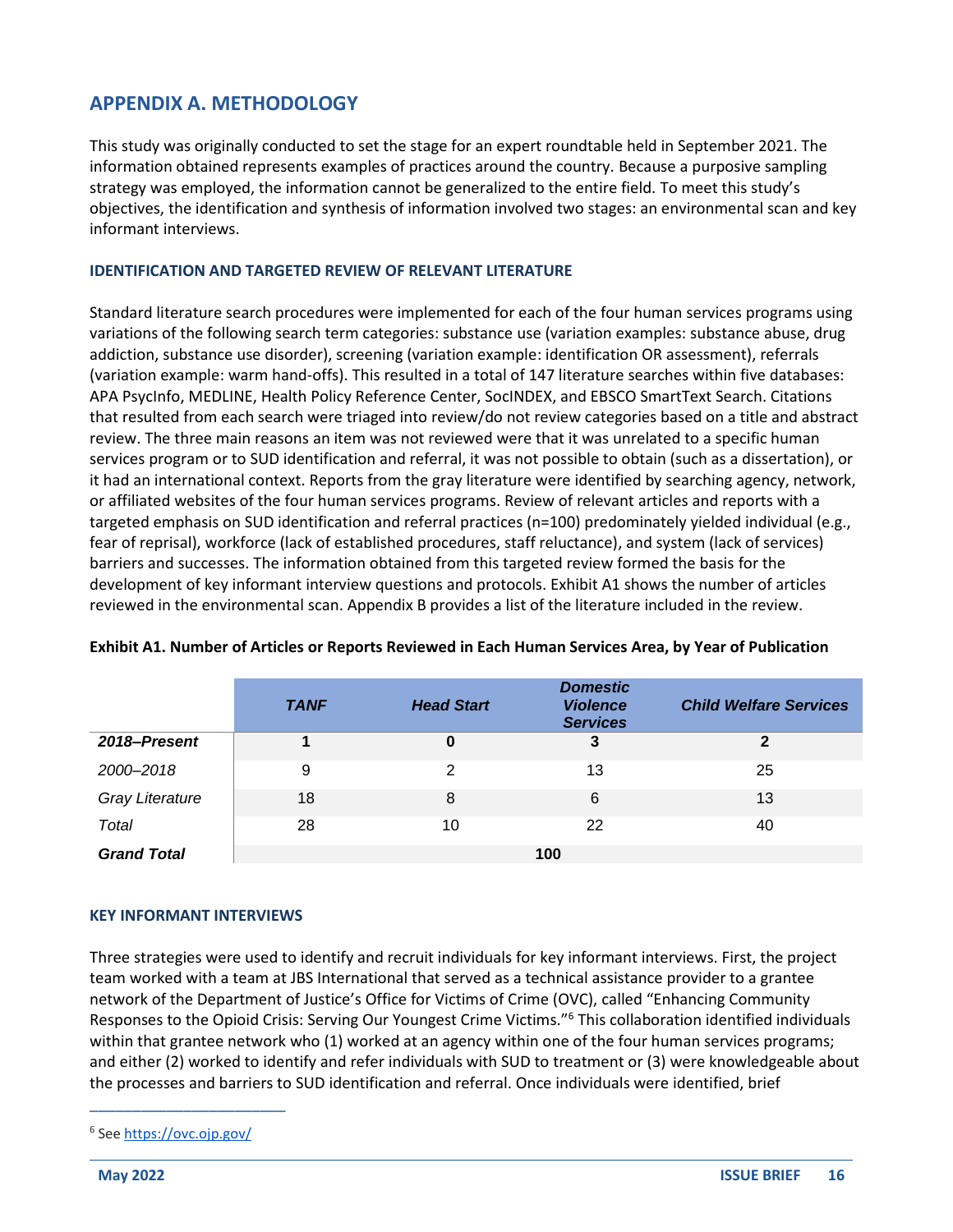## APPENDIX A. METHODOLOGY

This study was originally conducted to set the stage for an expert roundtable held in September 2021. The information obtained represents examples of practices around the country. Because a purposive sampling strategy was employed, the information cannot be generalized to the entire field. To meet this study's objectives, the identification and synthesis of information involved two stages: an environmental scan and key informant interviews.

### IDENTIFICATION AND TARGETED REVIEW OF RELEVANT LITERATURE

Standard literature search procedures were implemented for each of the four human services programs using variations of the following search term categories: substance use (variation examples: substance abuse, drug addiction, substance use disorder), screening (variation example: identification OR assessment), referrals (variation example: warm hand-offs). This resulted in a total of 147 literature searches within five databases: APA PsycInfo, MEDLINE, Health Policy Reference Center, SocINDEX, and EBSCO SmartText Search. Citations that resulted from each search were triaged into review/do not review categories based on a title and abstract review. The three main reasons an item was not reviewed were that it was unrelated to a specific human services program or to SUD identification and referral, it was not possible to obtain (such as a dissertation), or it had an international context. Reports from the gray literature were identified by searching agency, network, or affiliated websites of the four human services programs. Review of relevant articles and reports with a targeted emphasis on SUD identification and referral practices (n=100) predominately yielded individual (e.g., fear of reprisal), workforce (lack of established procedures, staff reluctance), and system (lack of services) barriers and successes. The information obtained from this targeted review formed the basis for the development of key informant interview questions and protocols. Exhibit A1 shows the number of articles reviewed in the environmental scan. Appendix B provides a list of the literature included in the review.

**Exhibit A1. Number of Articles or Reports Reviewed in Each Human Services Area, by Year of Publication**

| | *TANF* | *Head Start* | *Domestic Violence Services* | *Child Welfare Services* |
|---|---|---|---|---|
| ***2018–Present*** | **1** | **0** | **3** | **2** |
| *2000–2018* | 9 | 2 | 13 | 25 |
| *Gray Literature* | 18 | 8 | 6 | 13 |
| *Total* | 28 | 10 | 22 | 40 |
| ***Grand Total*** | **100** | | | |

### KEY INFORMANT INTERVIEWS

Three strategies were used to identify and recruit individuals for key informant interviews. First, the project team worked with a team at JBS International that served as a technical assistance provider to a grantee network of the Department of Justice's Office for Victims of Crime (OVC), called "Enhancing Community Responses to the Opioid Crisis: Serving Our Youngest Crime Victims."[6] This collaboration identified individuals within that grantee network who (1) worked at an agency within one of the four human services programs; and either (2) worked to identify and refer individuals with SUD to treatment or (3) were knowledgeable about the processes and barriers to SUD identification and referral. Once individuals were identified, brief

[6] See https://ovc.ojp.gov/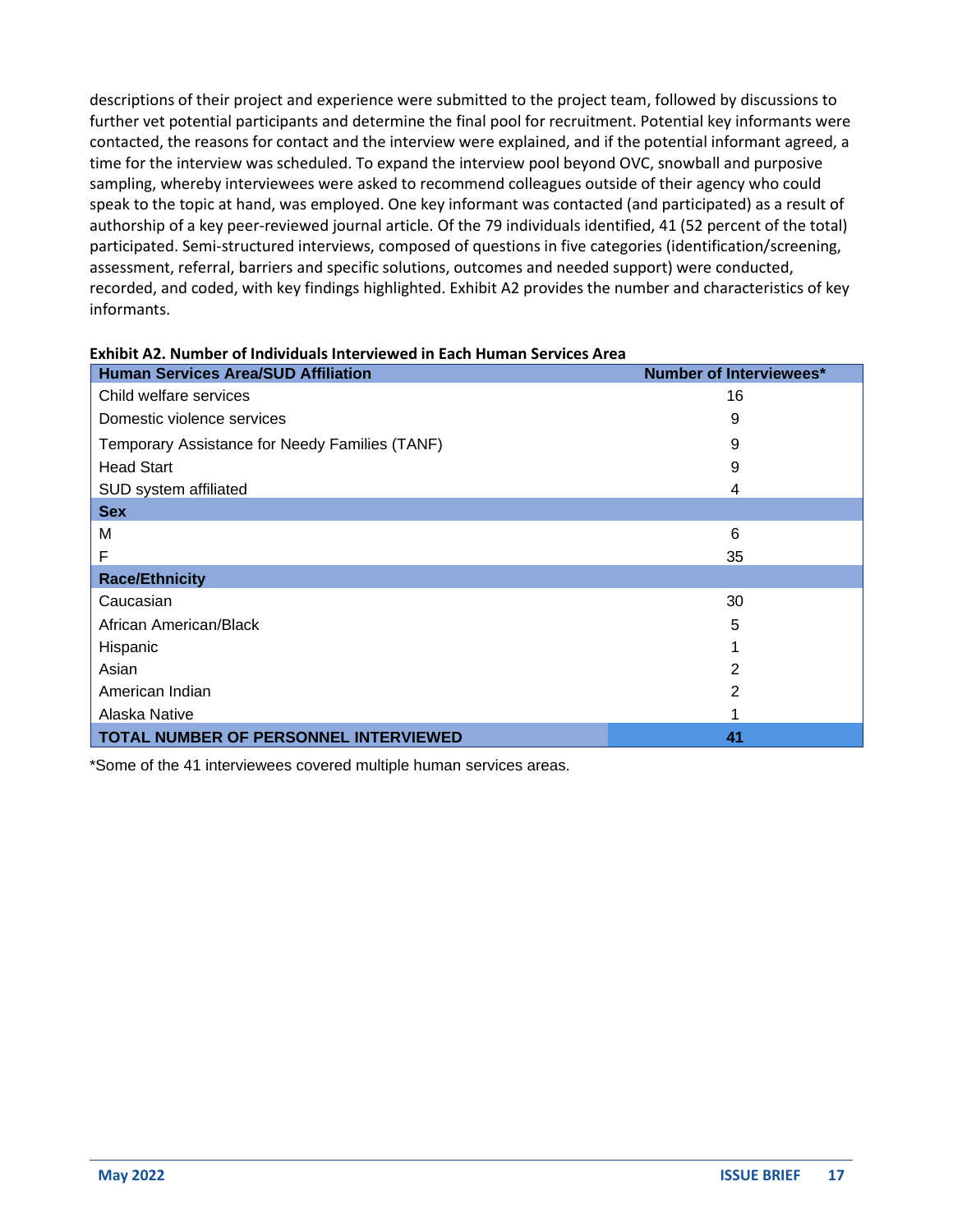descriptions of their project and experience were submitted to the project team, followed by discussions to further vet potential participants and determine the final pool for recruitment. Potential key informants were contacted, the reasons for contact and the interview were explained, and if the potential informant agreed, a time for the interview was scheduled. To expand the interview pool beyond OVC, snowball and purposive sampling, whereby interviewees were asked to recommend colleagues outside of their agency who could speak to the topic at hand, was employed. One key informant was contacted (and participated) as a result of authorship of a key peer-reviewed journal article. Of the 79 individuals identified, 41 (52 percent of the total) participated. Semi-structured interviews, composed of questions in five categories (identification/screening, assessment, referral, barriers and specific solutions, outcomes and needed support) were conducted, recorded, and coded, with key findings highlighted. Exhibit A2 provides the number and characteristics of key informants.

**Exhibit A2. Number of Individuals Interviewed in Each Human Services Area**

| Human Services Area/SUD Affiliation | Number of Interviewees* |
|---|---|
| Child welfare services | 16 |
| Domestic violence services | 9 |
| Temporary Assistance for Needy Families (TANF) | 9 |
| Head Start | 9 |
| SUD system affiliated | 4 |
| **Sex** | |
| M | 6 |
| F | 35 |
| **Race/Ethnicity** | |
| Caucasian | 30 |
| African American/Black | 5 |
| Hispanic | 1 |
| Asian | 2 |
| American Indian | 2 |
| Alaska Native | 1 |
| **TOTAL NUMBER OF PERSONNEL INTERVIEWED** | **41** |

*Some of the 41 interviewees covered multiple human services areas.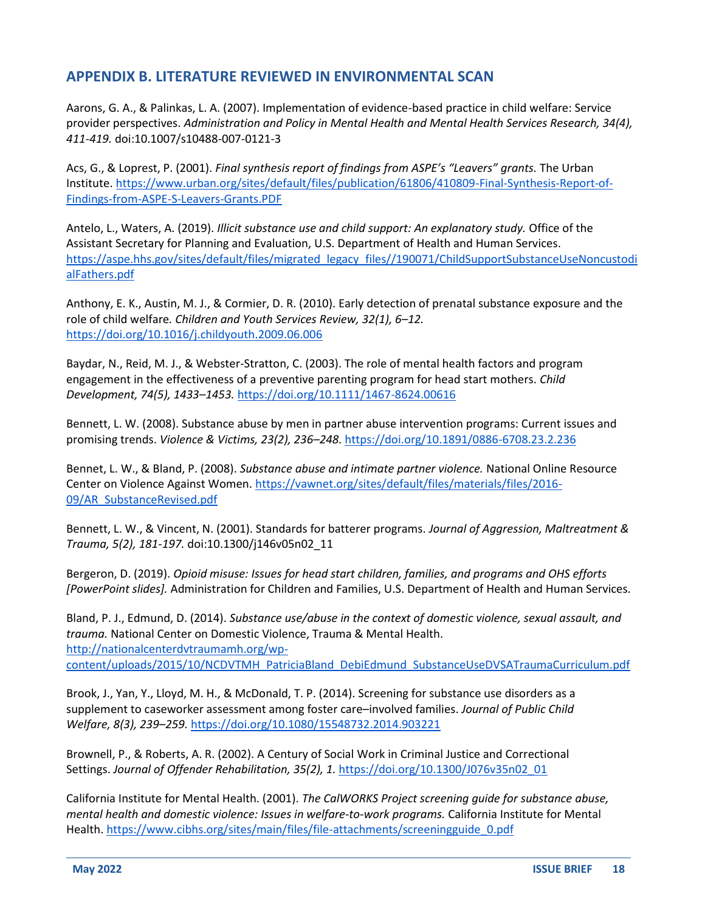## APPENDIX B. LITERATURE REVIEWED IN ENVIRONMENTAL SCAN

Aarons, G. A., & Palinkas, L. A. (2007). Implementation of evidence-based practice in child welfare: Service provider perspectives. *Administration and Policy in Mental Health and Mental Health Services Research, 34(4), 411-419.* doi:10.1007/s10488-007-0121-3

Acs, G., & Loprest, P. (2001). *Final synthesis report of findings from ASPE's "Leavers" grants.* The Urban Institute. https://www.urban.org/sites/default/files/publication/61806/410809-Final-Synthesis-Report-of-Findings-from-ASPE-S-Leavers-Grants.PDF

Antelo, L., Waters, A. (2019). *Illicit substance use and child support: An explanatory study.* Office of the Assistant Secretary for Planning and Evaluation, U.S. Department of Health and Human Services. https://aspe.hhs.gov/sites/default/files/migrated_legacy_files//190071/ChildSupportSubstanceUseNoncustodialFathers.pdf

Anthony, E. K., Austin, M. J., & Cormier, D. R. (2010). Early detection of prenatal substance exposure and the role of child welfare*. Children and Youth Services Review, 32(1), 6–12.* https://doi.org/10.1016/j.childyouth.2009.06.006

Baydar, N., Reid, M. J., & Webster-Stratton, C. (2003). The role of mental health factors and program engagement in the effectiveness of a preventive parenting program for head start mothers. *Child Development, 74(5), 1433–1453.* https://doi.org/10.1111/1467-8624.00616

Bennett, L. W. (2008). Substance abuse by men in partner abuse intervention programs: Current issues and promising trends. *Violence & Victims, 23(2), 236–248.* https://doi.org/10.1891/0886-6708.23.2.236

Bennet, L. W., & Bland, P. (2008). *Substance abuse and intimate partner violence.* National Online Resource Center on Violence Against Women. https://vawnet.org/sites/default/files/materials/files/2016-09/AR_SubstanceRevised.pdf

Bennett, L. W., & Vincent, N. (2001). Standards for batterer programs. *Journal of Aggression, Maltreatment & Trauma, 5(2), 181-197.* doi:10.1300/j146v05n02_11

Bergeron, D. (2019). *Opioid misuse: Issues for head start children, families, and programs and OHS efforts [PowerPoint slides].* Administration for Children and Families, U.S. Department of Health and Human Services.

Bland, P. J., Edmund, D. (2014). *Substance use/abuse in the context of domestic violence, sexual assault, and trauma.* National Center on Domestic Violence, Trauma & Mental Health. http://nationalcenterdvtraumamh.org/wp-content/uploads/2015/10/NCDVTMH_PatriciaBland_DebiEdmund_SubstanceUseDVSATraumaCurriculum.pdf

Brook, J., Yan, Y., Lloyd, M. H., & McDonald, T. P. (2014). Screening for substance use disorders as a supplement to caseworker assessment among foster care–involved families. *Journal of Public Child Welfare, 8(3), 239–259.* https://doi.org/10.1080/15548732.2014.903221

Brownell, P., & Roberts, A. R. (2002). A Century of Social Work in Criminal Justice and Correctional Settings. *Journal of Offender Rehabilitation, 35(2), 1.* https://doi.org/10.1300/J076v35n02_01

California Institute for Mental Health. (2001). *The CalWORKS Project screening guide for substance abuse, mental health and domestic violence: Issues in welfare-to-work programs.* California Institute for Mental Health. https://www.cibhs.org/sites/main/files/file-attachments/screeningguide_0.pdf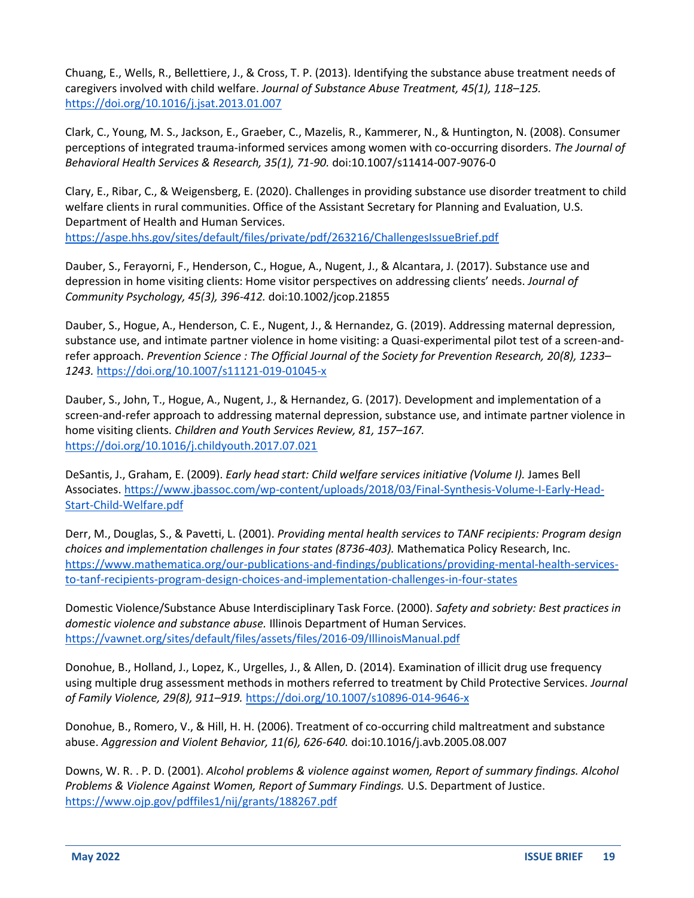Chuang, E., Wells, R., Bellettiere, J., & Cross, T. P. (2013). Identifying the substance abuse treatment needs of caregivers involved with child welfare. *Journal of Substance Abuse Treatment, 45(1), 118–125.* https://doi.org/10.1016/j.jsat.2013.01.007

Clark, C., Young, M. S., Jackson, E., Graeber, C., Mazelis, R., Kammerer, N., & Huntington, N. (2008). Consumer perceptions of integrated trauma-informed services among women with co-occurring disorders. *The Journal of Behavioral Health Services & Research, 35(1), 71-90.* doi:10.1007/s11414-007-9076-0

Clary, E., Ribar, C., & Weigensberg, E. (2020). Challenges in providing substance use disorder treatment to child welfare clients in rural communities. Office of the Assistant Secretary for Planning and Evaluation, U.S. Department of Health and Human Services. https://aspe.hhs.gov/sites/default/files/private/pdf/263216/ChallengesIssueBrief.pdf

Dauber, S., Ferayorni, F., Henderson, C., Hogue, A., Nugent, J., & Alcantara, J. (2017). Substance use and depression in home visiting clients: Home visitor perspectives on addressing clients' needs. *Journal of Community Psychology, 45(3), 396-412.* doi:10.1002/jcop.21855

Dauber, S., Hogue, A., Henderson, C. E., Nugent, J., & Hernandez, G. (2019). Addressing maternal depression, substance use, and intimate partner violence in home visiting: a Quasi-experimental pilot test of a screen-and-refer approach. *Prevention Science : The Official Journal of the Society for Prevention Research, 20(8), 1233–1243.* https://doi.org/10.1007/s11121-019-01045-x

Dauber, S., John, T., Hogue, A., Nugent, J., & Hernandez, G. (2017). Development and implementation of a screen-and-refer approach to addressing maternal depression, substance use, and intimate partner violence in home visiting clients. *Children and Youth Services Review, 81, 157–167.* https://doi.org/10.1016/j.childyouth.2017.07.021

DeSantis, J., Graham, E. (2009). *Early head start: Child welfare services initiative (Volume I).* James Bell Associates. https://www.jbassoc.com/wp-content/uploads/2018/03/Final-Synthesis-Volume-I-Early-Head-Start-Child-Welfare.pdf

Derr, M., Douglas, S., & Pavetti, L. (2001). *Providing mental health services to TANF recipients: Program design choices and implementation challenges in four states (8736-403).* Mathematica Policy Research, Inc. https://www.mathematica.org/our-publications-and-findings/publications/providing-mental-health-services-to-tanf-recipients-program-design-choices-and-implementation-challenges-in-four-states

Domestic Violence/Substance Abuse Interdisciplinary Task Force. (2000). *Safety and sobriety: Best practices in domestic violence and substance abuse.* Illinois Department of Human Services. https://vawnet.org/sites/default/files/assets/files/2016-09/IllinoisManual.pdf

Donohue, B., Holland, J., Lopez, K., Urgelles, J., & Allen, D. (2014). Examination of illicit drug use frequency using multiple drug assessment methods in mothers referred to treatment by Child Protective Services. *Journal of Family Violence, 29(8), 911–919.* https://doi.org/10.1007/s10896-014-9646-x

Donohue, B., Romero, V., & Hill, H. H. (2006). Treatment of co-occurring child maltreatment and substance abuse. *Aggression and Violent Behavior, 11(6), 626-640.* doi:10.1016/j.avb.2005.08.007

Downs, W. R. . P. D. (2001). *Alcohol problems & violence against women, Report of summary findings. Alcohol Problems & Violence Against Women, Report of Summary Findings.* U.S. Department of Justice. https://www.ojp.gov/pdffiles1/nij/grants/188267.pdf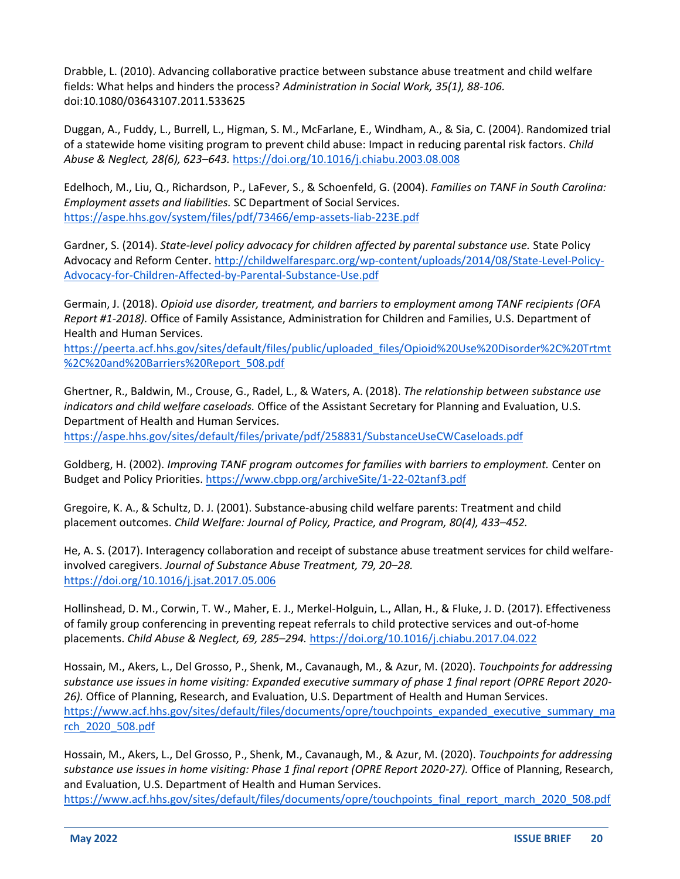Drabble, L. (2010). Advancing collaborative practice between substance abuse treatment and child welfare fields: What helps and hinders the process? *Administration in Social Work, 35(1), 88-106.* doi:10.1080/03643107.2011.533625

Duggan, A., Fuddy, L., Burrell, L., Higman, S. M., McFarlane, E., Windham, A., & Sia, C. (2004). Randomized trial of a statewide home visiting program to prevent child abuse: Impact in reducing parental risk factors. *Child Abuse & Neglect, 28(6), 623–643.* https://doi.org/10.1016/j.chiabu.2003.08.008

Edelhoch, M., Liu, Q., Richardson, P., LaFever, S., & Schoenfeld, G. (2004). *Families on TANF in South Carolina: Employment assets and liabilities.* SC Department of Social Services. https://aspe.hhs.gov/system/files/pdf/73466/emp-assets-liab-223E.pdf

Gardner, S. (2014). *State-level policy advocacy for children affected by parental substance use.* State Policy Advocacy and Reform Center. http://childwelfaresparc.org/wp-content/uploads/2014/08/State-Level-Policy-Advocacy-for-Children-Affected-by-Parental-Substance-Use.pdf

Germain, J. (2018). *Opioid use disorder, treatment, and barriers to employment among TANF recipients (OFA Report #1-2018).* Office of Family Assistance, Administration for Children and Families, U.S. Department of Health and Human Services. https://peerta.acf.hhs.gov/sites/default/files/public/uploaded_files/Opioid%20Use%20Disorder%2C%20Trtmt%2C%20and%20Barriers%20Report_508.pdf

Ghertner, R., Baldwin, M., Crouse, G., Radel, L., & Waters, A. (2018). *The relationship between substance use indicators and child welfare caseloads.* Office of the Assistant Secretary for Planning and Evaluation, U.S. Department of Health and Human Services. https://aspe.hhs.gov/sites/default/files/private/pdf/258831/SubstanceUseCWCaseloads.pdf

Goldberg, H. (2002). *Improving TANF program outcomes for families with barriers to employment.* Center on Budget and Policy Priorities. https://www.cbpp.org/archiveSite/1-22-02tanf3.pdf

Gregoire, K. A., & Schultz, D. J. (2001). Substance-abusing child welfare parents: Treatment and child placement outcomes. *Child Welfare: Journal of Policy, Practice, and Program, 80(4), 433–452.*

He, A. S. (2017). Interagency collaboration and receipt of substance abuse treatment services for child welfare-involved caregivers. *Journal of Substance Abuse Treatment, 79, 20–28.* https://doi.org/10.1016/j.jsat.2017.05.006

Hollinshead, D. M., Corwin, T. W., Maher, E. J., Merkel-Holguin, L., Allan, H., & Fluke, J. D. (2017). Effectiveness of family group conferencing in preventing repeat referrals to child protective services and out-of-home placements. *Child Abuse & Neglect, 69, 285–294.* https://doi.org/10.1016/j.chiabu.2017.04.022

Hossain, M., Akers, L., Del Grosso, P., Shenk, M., Cavanaugh, M., & Azur, M. (2020). *Touchpoints for addressing substance use issues in home visiting: Expanded executive summary of phase 1 final report (OPRE Report 2020-26).* Office of Planning, Research, and Evaluation, U.S. Department of Health and Human Services. https://www.acf.hhs.gov/sites/default/files/documents/opre/touchpoints_expanded_executive_summary_march_2020_508.pdf

Hossain, M., Akers, L., Del Grosso, P., Shenk, M., Cavanaugh, M., & Azur, M. (2020). *Touchpoints for addressing substance use issues in home visiting: Phase 1 final report (OPRE Report 2020-27).* Office of Planning, Research, and Evaluation, U.S. Department of Health and Human Services. https://www.acf.hhs.gov/sites/default/files/documents/opre/touchpoints_final_report_march_2020_508.pdf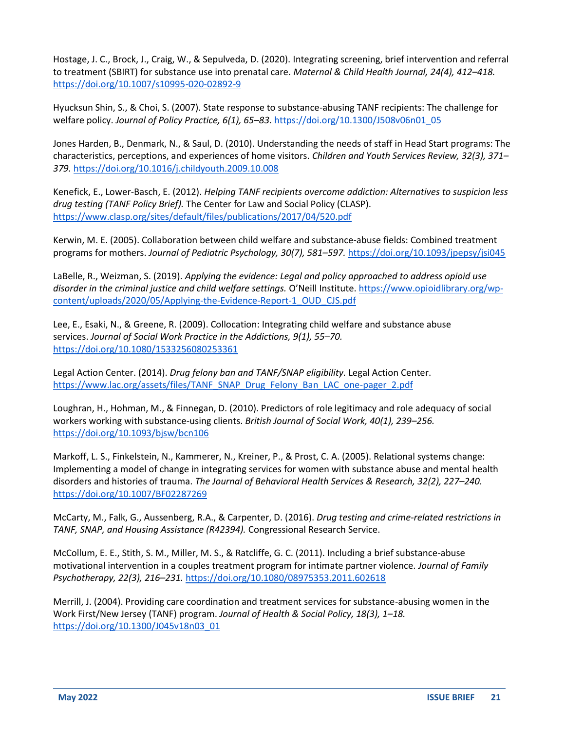Hostage, J. C., Brock, J., Craig, W., & Sepulveda, D. (2020). Integrating screening, brief intervention and referral to treatment (SBIRT) for substance use into prenatal care. *Maternal & Child Health Journal, 24(4), 412–418.* https://doi.org/10.1007/s10995-020-02892-9

Hyucksun Shin, S., & Choi, S. (2007). State response to substance-abusing TANF recipients: The challenge for welfare policy. *Journal of Policy Practice, 6(1), 65–83.* https://doi.org/10.1300/J508v06n01_05

Jones Harden, B., Denmark, N., & Saul, D. (2010). Understanding the needs of staff in Head Start programs: The characteristics, perceptions, and experiences of home visitors. *Children and Youth Services Review, 32(3), 371–379.* https://doi.org/10.1016/j.childyouth.2009.10.008

Kenefick, E., Lower-Basch, E. (2012). *Helping TANF recipients overcome addiction: Alternatives to suspicion less drug testing (TANF Policy Brief).* The Center for Law and Social Policy (CLASP). https://www.clasp.org/sites/default/files/publications/2017/04/520.pdf

Kerwin, M. E. (2005). Collaboration between child welfare and substance-abuse fields: Combined treatment programs for mothers. *Journal of Pediatric Psychology, 30(7), 581–597.* https://doi.org/10.1093/jpepsy/jsi045

LaBelle, R., Weizman, S. (2019). *Applying the evidence: Legal and policy approached to address opioid use disorder in the criminal justice and child welfare settings.* O'Neill Institute. https://www.opioidlibrary.org/wp-content/uploads/2020/05/Applying-the-Evidence-Report-1_OUD_CJS.pdf

Lee, E., Esaki, N., & Greene, R. (2009). Collocation: Integrating child welfare and substance abuse services. *Journal of Social Work Practice in the Addictions, 9(1), 55–70.* https://doi.org/10.1080/1533256080253361

Legal Action Center. (2014). *Drug felony ban and TANF/SNAP eligibility.* Legal Action Center. https://www.lac.org/assets/files/TANF_SNAP_Drug_Felony_Ban_LAC_one-pager_2.pdf

Loughran, H., Hohman, M., & Finnegan, D. (2010). Predictors of role legitimacy and role adequacy of social workers working with substance-using clients. *British Journal of Social Work, 40(1), 239–256.* https://doi.org/10.1093/bjsw/bcn106

Markoff, L. S., Finkelstein, N., Kammerer, N., Kreiner, P., & Prost, C. A. (2005). Relational systems change: Implementing a model of change in integrating services for women with substance abuse and mental health disorders and histories of trauma. *The Journal of Behavioral Health Services & Research, 32(2), 227–240.* https://doi.org/10.1007/BF02287269

McCarty, M., Falk, G., Aussenberg, R.A., & Carpenter, D. (2016). *Drug testing and crime-related restrictions in TANF, SNAP, and Housing Assistance (R42394).* Congressional Research Service.

McCollum, E. E., Stith, S. M., Miller, M. S., & Ratcliffe, G. C. (2011). Including a brief substance-abuse motivational intervention in a couples treatment program for intimate partner violence. *Journal of Family Psychotherapy, 22(3), 216–231.* https://doi.org/10.1080/08975353.2011.602618

Merrill, J. (2004). Providing care coordination and treatment services for substance-abusing women in the Work First/New Jersey (TANF) program. *Journal of Health & Social Policy, 18(3), 1–18.* https://doi.org/10.1300/J045v18n03_01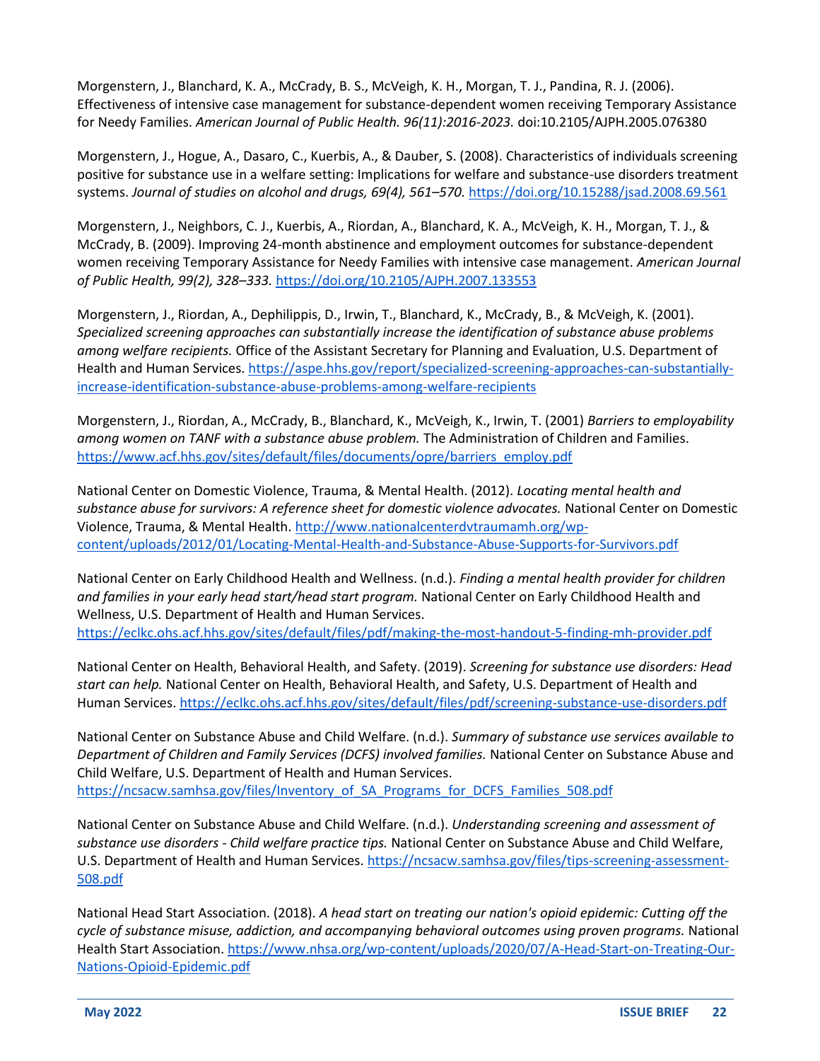Morgenstern, J., Blanchard, K. A., McCrady, B. S., McVeigh, K. H., Morgan, T. J., Pandina, R. J. (2006). Effectiveness of intensive case management for substance-dependent women receiving Temporary Assistance for Needy Families. *American Journal of Public Health. 96(11):2016-2023.* doi:10.2105/AJPH.2005.076380

Morgenstern, J., Hogue, A., Dasaro, C., Kuerbis, A., & Dauber, S. (2008). Characteristics of individuals screening positive for substance use in a welfare setting: Implications for welfare and substance-use disorders treatment systems. *Journal of studies on alcohol and drugs, 69(4), 561–570.* https://doi.org/10.15288/jsad.2008.69.561

Morgenstern, J., Neighbors, C. J., Kuerbis, A., Riordan, A., Blanchard, K. A., McVeigh, K. H., Morgan, T. J., & McCrady, B. (2009). Improving 24-month abstinence and employment outcomes for substance-dependent women receiving Temporary Assistance for Needy Families with intensive case management. *American Journal of Public Health, 99(2), 328–333.* https://doi.org/10.2105/AJPH.2007.133553

Morgenstern, J., Riordan, A., Dephilippis, D., Irwin, T., Blanchard, K., McCrady, B., & McVeigh, K. (2001). *Specialized screening approaches can substantially increase the identification of substance abuse problems among welfare recipients.* Office of the Assistant Secretary for Planning and Evaluation, U.S. Department of Health and Human Services. https://aspe.hhs.gov/report/specialized-screening-approaches-can-substantially-increase-identification-substance-abuse-problems-among-welfare-recipients

Morgenstern, J., Riordan, A., McCrady, B., Blanchard, K., McVeigh, K., Irwin, T. (2001) *Barriers to employability among women on TANF with a substance abuse problem.* The Administration of Children and Families. https://www.acf.hhs.gov/sites/default/files/documents/opre/barriers_employ.pdf

National Center on Domestic Violence, Trauma, & Mental Health. (2012). *Locating mental health and substance abuse for survivors: A reference sheet for domestic violence advocates.* National Center on Domestic Violence, Trauma, & Mental Health. http://www.nationalcenterdvtraumamh.org/wp-content/uploads/2012/01/Locating-Mental-Health-and-Substance-Abuse-Supports-for-Survivors.pdf

National Center on Early Childhood Health and Wellness. (n.d.). *Finding a mental health provider for children and families in your early head start/head start program.* National Center on Early Childhood Health and Wellness, U.S. Department of Health and Human Services. https://eclkc.ohs.acf.hhs.gov/sites/default/files/pdf/making-the-most-handout-5-finding-mh-provider.pdf

National Center on Health, Behavioral Health, and Safety. (2019). *Screening for substance use disorders: Head start can help.* National Center on Health, Behavioral Health, and Safety, U.S. Department of Health and Human Services. https://eclkc.ohs.acf.hhs.gov/sites/default/files/pdf/screening-substance-use-disorders.pdf

National Center on Substance Abuse and Child Welfare. (n.d.). *Summary of substance use services available to Department of Children and Family Services (DCFS) involved families.* National Center on Substance Abuse and Child Welfare, U.S. Department of Health and Human Services. https://ncsacw.samhsa.gov/files/Inventory_of_SA_Programs_for_DCFS_Families_508.pdf

National Center on Substance Abuse and Child Welfare. (n.d.). *Understanding screening and assessment of substance use disorders - Child welfare practice tips.* National Center on Substance Abuse and Child Welfare, U.S. Department of Health and Human Services. https://ncsacw.samhsa.gov/files/tips-screening-assessment-508.pdf

National Head Start Association. (2018). *A head start on treating our nation's opioid epidemic: Cutting off the cycle of substance misuse, addiction, and accompanying behavioral outcomes using proven programs.* National Health Start Association. https://www.nhsa.org/wp-content/uploads/2020/07/A-Head-Start-on-Treating-Our-Nations-Opioid-Epidemic.pdf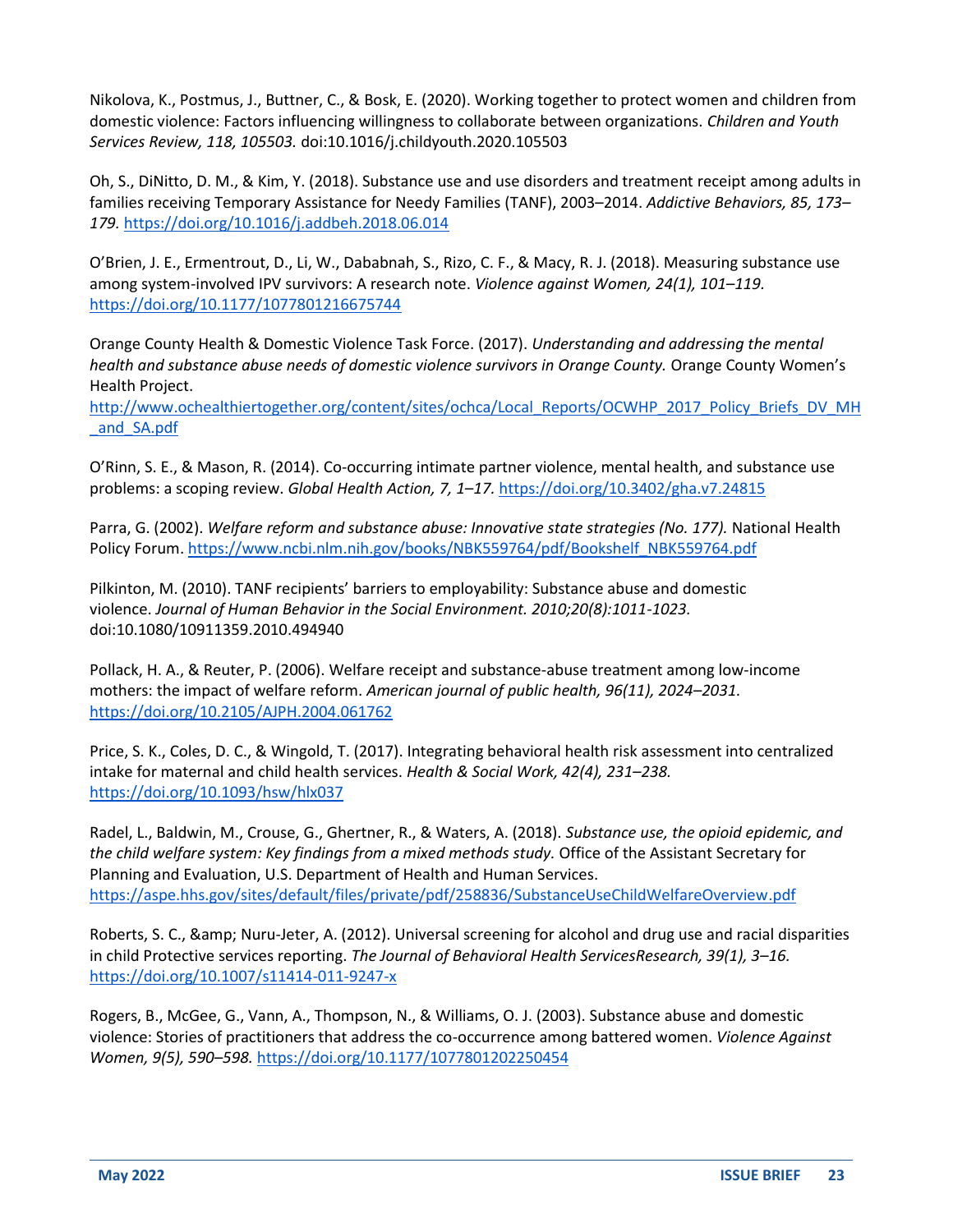Nikolova, K., Postmus, J., Buttner, C., & Bosk, E. (2020). Working together to protect women and children from domestic violence: Factors influencing willingness to collaborate between organizations. *Children and Youth Services Review, 118, 105503.* doi:10.1016/j.childyouth.2020.105503

Oh, S., DiNitto, D. M., & Kim, Y. (2018). Substance use and use disorders and treatment receipt among adults in families receiving Temporary Assistance for Needy Families (TANF), 2003–2014. *Addictive Behaviors, 85, 173–179.* https://doi.org/10.1016/j.addbeh.2018.06.014

O'Brien, J. E., Ermentrout, D., Li, W., Dababnah, S., Rizo, C. F., & Macy, R. J. (2018). Measuring substance use among system-involved IPV survivors: A research note. *Violence against Women, 24(1), 101–119.* https://doi.org/10.1177/1077801216675744

Orange County Health & Domestic Violence Task Force. (2017). *Understanding and addressing the mental health and substance abuse needs of domestic violence survivors in Orange County.* Orange County Women's Health Project. http://www.ochealthiertogether.org/content/sites/ochca/Local_Reports/OCWHP_2017_Policy_Briefs_DV_MH_and_SA.pdf

O'Rinn, S. E., & Mason, R. (2014). Co-occurring intimate partner violence, mental health, and substance use problems: a scoping review. *Global Health Action, 7, 1–17.* https://doi.org/10.3402/gha.v7.24815

Parra, G. (2002). *Welfare reform and substance abuse: Innovative state strategies (No. 177).* National Health Policy Forum. https://www.ncbi.nlm.nih.gov/books/NBK559764/pdf/Bookshelf_NBK559764.pdf

Pilkinton, M. (2010). TANF recipients' barriers to employability: Substance abuse and domestic violence. *Journal of Human Behavior in the Social Environment. 2010;20(8):1011-1023.* doi:10.1080/10911359.2010.494940

Pollack, H. A., & Reuter, P. (2006). Welfare receipt and substance-abuse treatment among low-income mothers: the impact of welfare reform. *American journal of public health, 96(11), 2024–2031.* https://doi.org/10.2105/AJPH.2004.061762

Price, S. K., Coles, D. C., & Wingold, T. (2017). Integrating behavioral health risk assessment into centralized intake for maternal and child health services. *Health & Social Work, 42(4), 231–238.* https://doi.org/10.1093/hsw/hlx037

Radel, L., Baldwin, M., Crouse, G., Ghertner, R., & Waters, A. (2018). *Substance use, the opioid epidemic, and the child welfare system: Key findings from a mixed methods study.* Office of the Assistant Secretary for Planning and Evaluation, U.S. Department of Health and Human Services. https://aspe.hhs.gov/sites/default/files/private/pdf/258836/SubstanceUseChildWelfareOverview.pdf

Roberts, S. C., &amp; Nuru-Jeter, A. (2012). Universal screening for alcohol and drug use and racial disparities in child Protective services reporting. *The Journal of Behavioral Health ServicesResearch, 39(1), 3–16.* https://doi.org/10.1007/s11414-011-9247-x

Rogers, B., McGee, G., Vann, A., Thompson, N., & Williams, O. J. (2003). Substance abuse and domestic violence: Stories of practitioners that address the co-occurrence among battered women. *Violence Against Women, 9(5), 590–598.* https://doi.org/10.1177/1077801202250454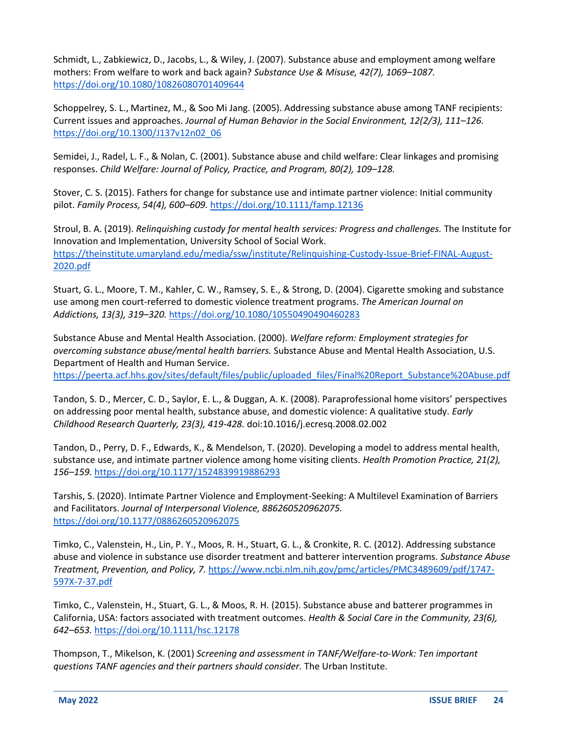Schmidt, L., Zabkiewicz, D., Jacobs, L., & Wiley, J. (2007). Substance abuse and employment among welfare mothers: From welfare to work and back again? *Substance Use & Misuse, 42(7), 1069–1087.* https://doi.org/10.1080/10826080701409644

Schoppelrey, S. L., Martinez, M., & Soo Mi Jang. (2005). Addressing substance abuse among TANF recipients: Current issues and approaches. *Journal of Human Behavior in the Social Environment, 12(2/3), 111–126.* https://doi.org/10.1300/J137v12n02_06

Semidei, J., Radel, L. F., & Nolan, C. (2001). Substance abuse and child welfare: Clear linkages and promising responses. *Child Welfare: Journal of Policy, Practice, and Program, 80(2), 109–128.*

Stover, C. S. (2015). Fathers for change for substance use and intimate partner violence: Initial community pilot. *Family Process, 54(4), 600–609.* https://doi.org/10.1111/famp.12136

Stroul, B. A. (2019). *Relinquishing custody for mental health services: Progress and challenges.* The Institute for Innovation and Implementation, University School of Social Work. https://theinstitute.umaryland.edu/media/ssw/institute/Relinquishing-Custody-Issue-Brief-FINAL-August-2020.pdf

Stuart, G. L., Moore, T. M., Kahler, C. W., Ramsey, S. E., & Strong, D. (2004). Cigarette smoking and substance use among men court-referred to domestic violence treatment programs. *The American Journal on Addictions, 13(3), 319–320.* https://doi.org/10.1080/10550490490460283

Substance Abuse and Mental Health Association. (2000). *Welfare reform: Employment strategies for overcoming substance abuse/mental health barriers.* Substance Abuse and Mental Health Association, U.S. Department of Health and Human Service. https://peerta.acf.hhs.gov/sites/default/files/public/uploaded_files/Final%20Report_Substance%20Abuse.pdf

Tandon, S. D., Mercer, C. D., Saylor, E. L., & Duggan, A. K. (2008). Paraprofessional home visitors' perspectives on addressing poor mental health, substance abuse, and domestic violence: A qualitative study. *Early Childhood Research Quarterly, 23(3), 419-428.* doi:10.1016/j.ecresq.2008.02.002

Tandon, D., Perry, D. F., Edwards, K., & Mendelson, T. (2020). Developing a model to address mental health, substance use, and intimate partner violence among home visiting clients. *Health Promotion Practice, 21(2), 156–159.* https://doi.org/10.1177/1524839919886293

Tarshis, S. (2020). Intimate Partner Violence and Employment-Seeking: A Multilevel Examination of Barriers and Facilitators. *Journal of Interpersonal Violence, 886260520962075.* https://doi.org/10.1177/0886260520962075

Timko, C., Valenstein, H., Lin, P. Y., Moos, R. H., Stuart, G. L., & Cronkite, R. C. (2012). Addressing substance abuse and violence in substance use disorder treatment and batterer intervention programs. *Substance Abuse Treatment, Prevention, and Policy, 7.* https://www.ncbi.nlm.nih.gov/pmc/articles/PMC3489609/pdf/1747-597X-7-37.pdf

Timko, C., Valenstein, H., Stuart, G. L., & Moos, R. H. (2015). Substance abuse and batterer programmes in California, USA: factors associated with treatment outcomes. *Health & Social Care in the Community, 23(6), 642–653.* https://doi.org/10.1111/hsc.12178

Thompson, T., Mikelson, K. (2001) *Screening and assessment in TANF/Welfare-to-Work: Ten important questions TANF agencies and their partners should consider.* The Urban Institute.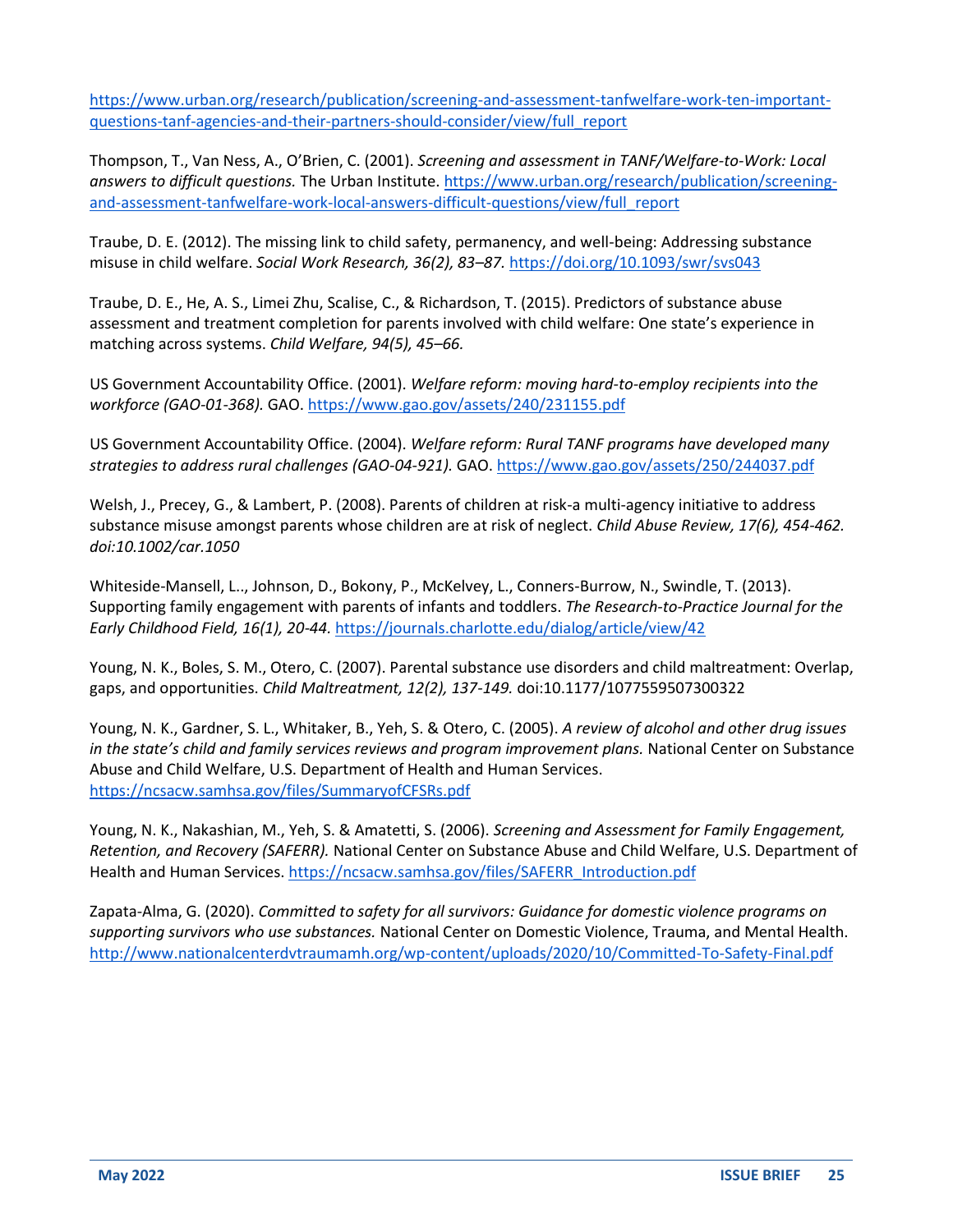https://www.urban.org/research/publication/screening-and-assessment-tanfwelfare-work-ten-important-questions-tanf-agencies-and-their-partners-should-consider/view/full_report

Thompson, T., Van Ness, A., O'Brien, C. (2001). *Screening and assessment in TANF/Welfare-to-Work: Local answers to difficult questions.* The Urban Institute. https://www.urban.org/research/publication/screening-and-assessment-tanfwelfare-work-local-answers-difficult-questions/view/full_report

Traube, D. E. (2012). The missing link to child safety, permanency, and well-being: Addressing substance misuse in child welfare. *Social Work Research, 36(2), 83–87.* https://doi.org/10.1093/swr/svs043

Traube, D. E., He, A. S., Limei Zhu, Scalise, C., & Richardson, T. (2015). Predictors of substance abuse assessment and treatment completion for parents involved with child welfare: One state's experience in matching across systems. *Child Welfare, 94(5), 45–66.*

US Government Accountability Office. (2001). *Welfare reform: moving hard-to-employ recipients into the workforce (GAO-01-368).* GAO. https://www.gao.gov/assets/240/231155.pdf

US Government Accountability Office. (2004). *Welfare reform: Rural TANF programs have developed many strategies to address rural challenges (GAO-04-921).* GAO. https://www.gao.gov/assets/250/244037.pdf

Welsh, J., Precey, G., & Lambert, P. (2008). Parents of children at risk-a multi-agency initiative to address substance misuse amongst parents whose children are at risk of neglect. *Child Abuse Review, 17(6), 454-462. doi:10.1002/car.1050*

Whiteside-Mansell, L.., Johnson, D., Bokony, P., McKelvey, L., Conners-Burrow, N., Swindle, T. (2013). Supporting family engagement with parents of infants and toddlers. *The Research-to-Practice Journal for the Early Childhood Field, 16(1), 20-44.* https://journals.charlotte.edu/dialog/article/view/42

Young, N. K., Boles, S. M., Otero, C. (2007). Parental substance use disorders and child maltreatment: Overlap, gaps, and opportunities. *Child Maltreatment, 12(2), 137-149.* doi:10.1177/1077559507300322

Young, N. K., Gardner, S. L., Whitaker, B., Yeh, S. & Otero, C. (2005). *A review of alcohol and other drug issues in the state's child and family services reviews and program improvement plans.* National Center on Substance Abuse and Child Welfare, U.S. Department of Health and Human Services. https://ncsacw.samhsa.gov/files/SummaryofCFSRs.pdf

Young, N. K., Nakashian, M., Yeh, S. & Amatetti, S. (2006). *Screening and Assessment for Family Engagement, Retention, and Recovery (SAFERR).* National Center on Substance Abuse and Child Welfare, U.S. Department of Health and Human Services. https://ncsacw.samhsa.gov/files/SAFERR_Introduction.pdf

Zapata-Alma, G. (2020). *Committed to safety for all survivors: Guidance for domestic violence programs on supporting survivors who use substances.* National Center on Domestic Violence, Trauma, and Mental Health. http://www.nationalcenterdvtraumamh.org/wp-content/uploads/2020/10/Committed-To-Safety-Final.pdf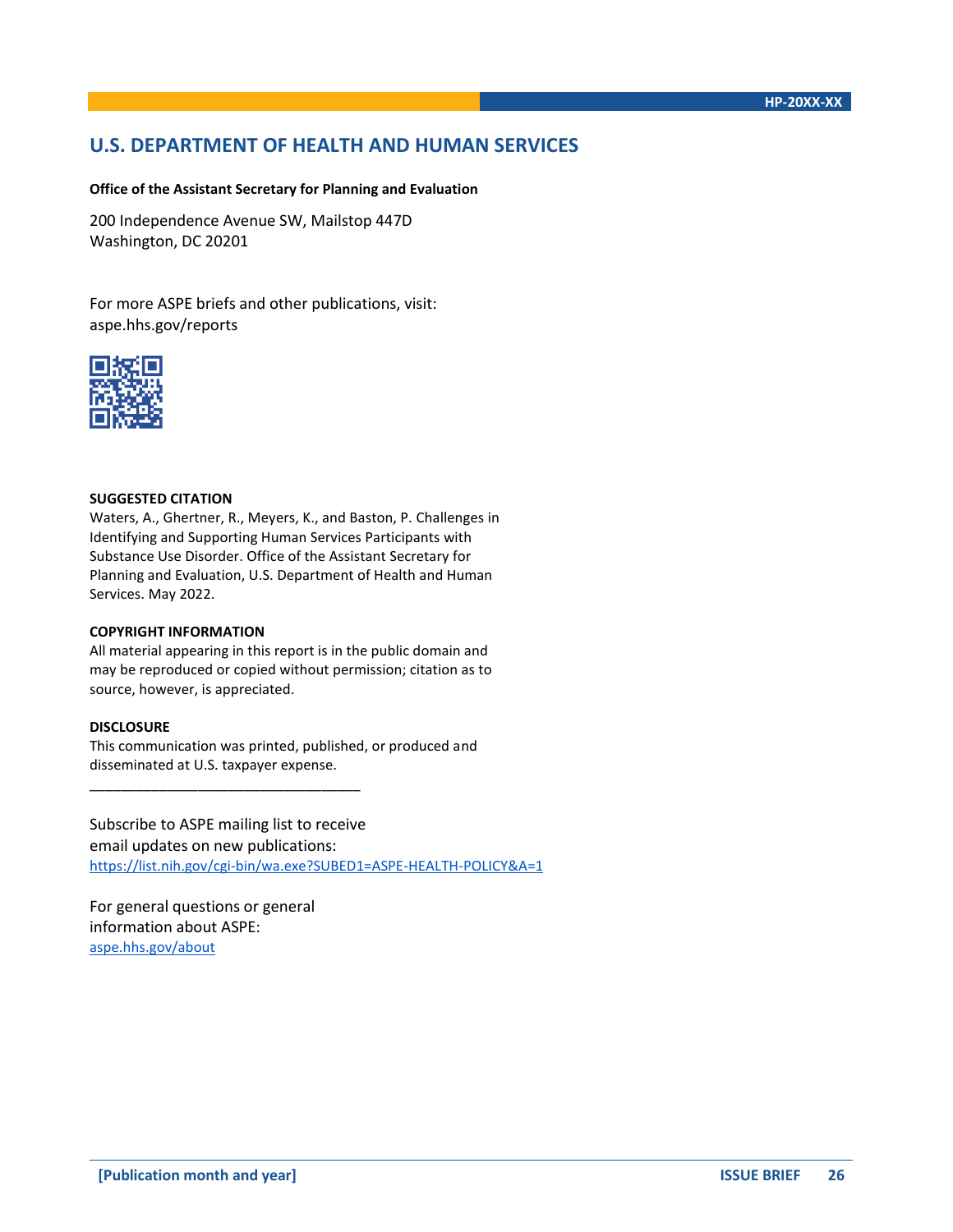HP-20XX-XX

## U.S. DEPARTMENT OF HEALTH AND HUMAN SERVICES

**Office of the Assistant Secretary for Planning and Evaluation**

200 Independence Avenue SW, Mailstop 447D
Washington, DC 20201

For more ASPE briefs and other publications, visit:
aspe.hhs.gov/reports

**SUGGESTED CITATION**

Waters, A., Ghertner, R., Meyers, K., and Baston, P. Challenges in Identifying and Supporting Human Services Participants with Substance Use Disorder. Office of the Assistant Secretary for Planning and Evaluation, U.S. Department of Health and Human Services. May 2022.

**COPYRIGHT INFORMATION**

All material appearing in this report is in the public domain and may be reproduced or copied without permission; citation as to source, however, is appreciated.

**DISCLOSURE**

This communication was printed, published, or produced and disseminated at U.S. taxpayer expense.

---

Subscribe to ASPE mailing list to receive email updates on new publications:
https://list.nih.gov/cgi-bin/wa.exe?SUBED1=ASPE-HEALTH-POLICY&A=1

For general questions or general information about ASPE:
aspe.hhs.gov/about